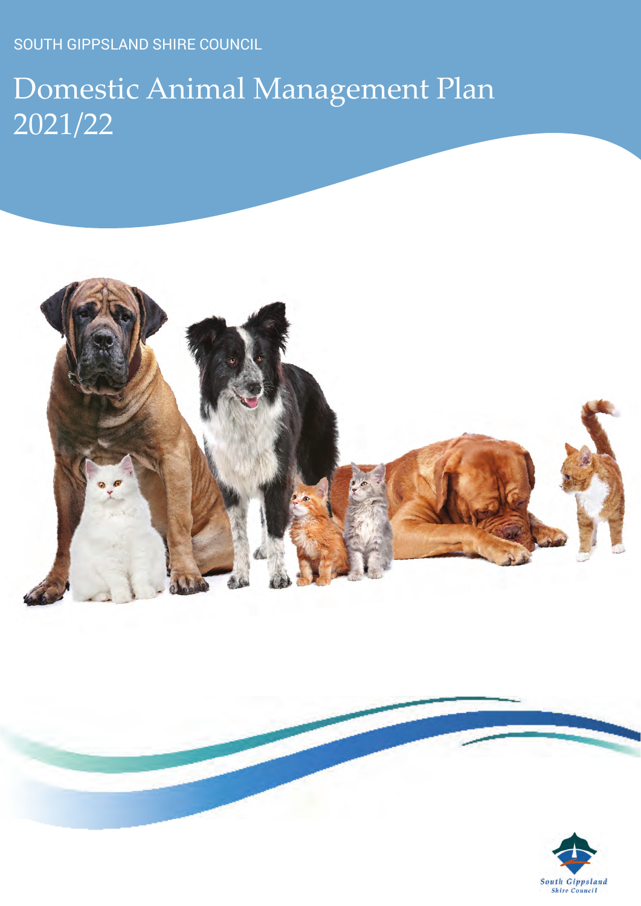SOUTH GIPPSLAND SHIRE COUNCIL

# Domestic Animal Management Plan 2021/22

South Gippsland Shire Council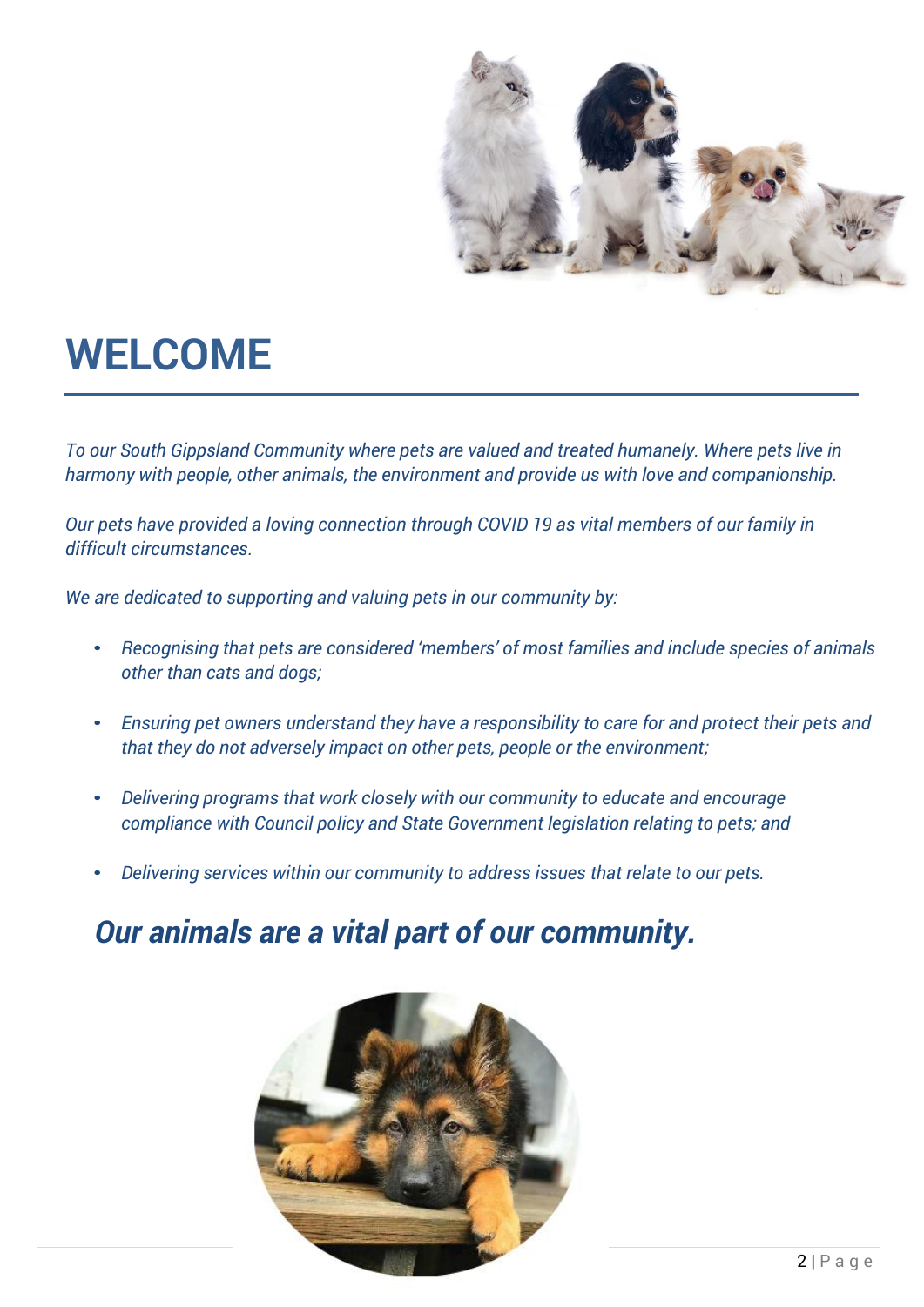# WELCOME

*To our South Gippsland Community where pets are valued and treated humanely. Where pets live in harmony with people, other animals, the environment and provide us with love and companionship.*

*Our pets have provided a loving connection through COVID 19 as vital members of our family in difficult circumstances.*

*We are dedicated to supporting and valuing pets in our community by:*

- *Recognising that pets are considered 'members' of most families and include species of animals other than cats and dogs;*
- *Ensuring pet owners understand they have a responsibility to care for and protect their pets and that they do not adversely impact on other pets, people or the environment;*
- *Delivering programs that work closely with our community to educate and encourage compliance with Council policy and State Government legislation relating to pets; and*
- *Delivering services within our community to address issues that relate to our pets.*

## *Our animals are a vital part of our community.*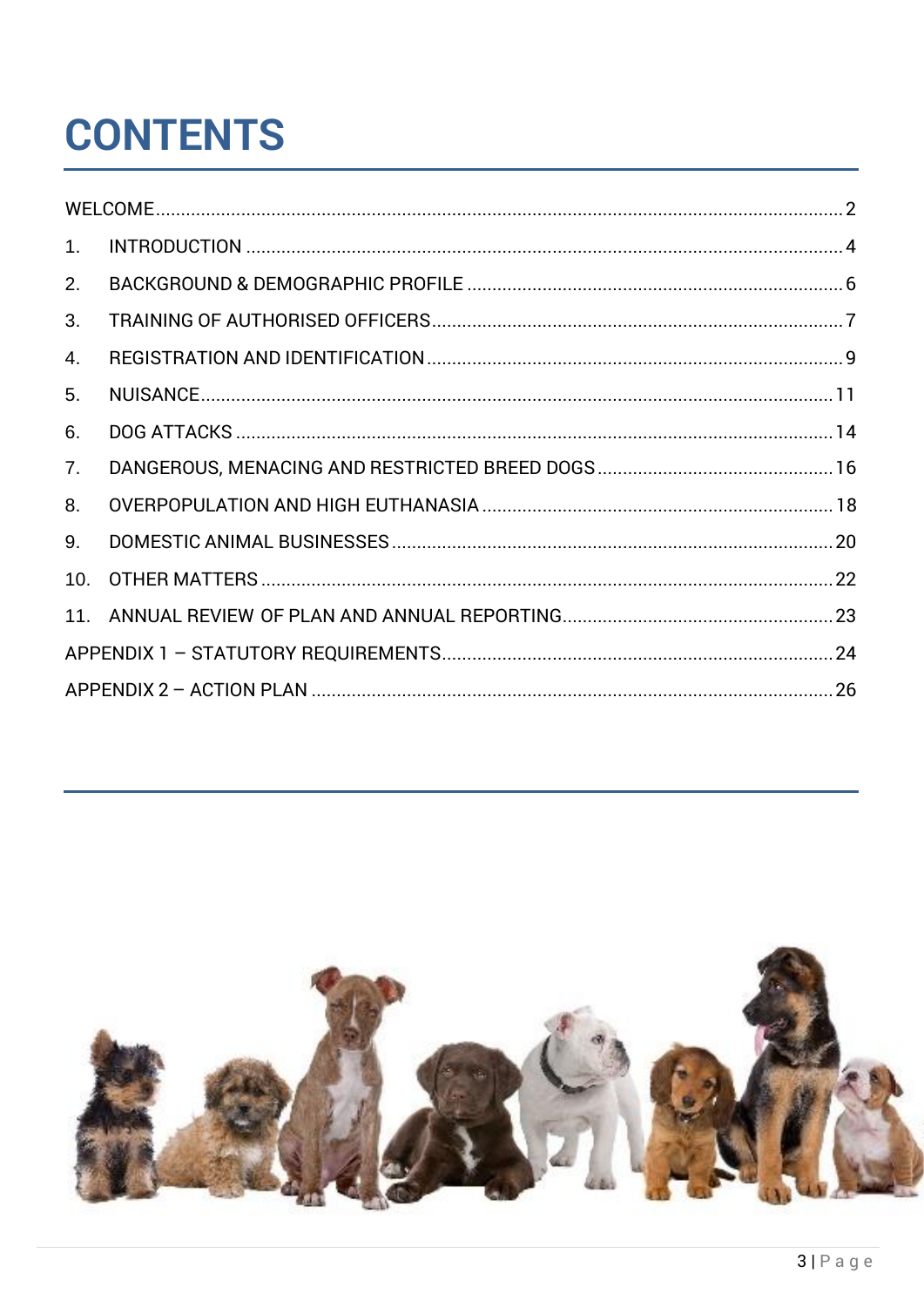# CONTENTS

| | | |
|---|---|---|
| WELCOME | | 2 |
| 1. | INTRODUCTION | 4 |
| 2. | BACKGROUND & DEMOGRAPHIC PROFILE | 6 |
| 3. | TRAINING OF AUTHORISED OFFICERS | 7 |
| 4. | REGISTRATION AND IDENTIFICATION | 9 |
| 5. | NUISANCE | 11 |
| 6. | DOG ATTACKS | 14 |
| 7. | DANGEROUS, MENACING AND RESTRICTED BREED DOGS | 16 |
| 8. | OVERPOPULATION AND HIGH EUTHANASIA | 18 |
| 9. | DOMESTIC ANIMAL BUSINESSES | 20 |
| 10. | OTHER MATTERS | 22 |
| 11. | ANNUAL REVIEW OF PLAN AND ANNUAL REPORTING | 23 |
| APPENDIX 1 – STATUTORY REQUIREMENTS | | 24 |
| APPENDIX 2 – ACTION PLAN | | 26 |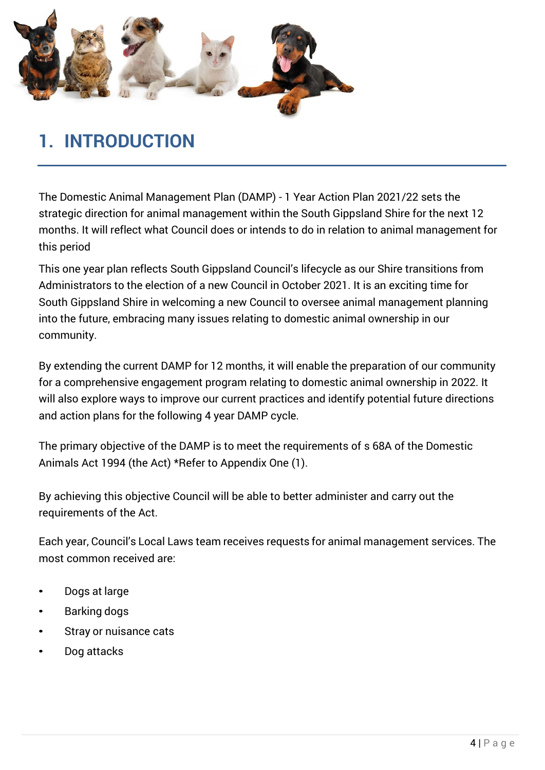# 1. INTRODUCTION

The Domestic Animal Management Plan (DAMP) - 1 Year Action Plan 2021/22 sets the strategic direction for animal management within the South Gippsland Shire for the next 12 months. It will reflect what Council does or intends to do in relation to animal management for this period

This one year plan reflects South Gippsland Council's lifecycle as our Shire transitions from Administrators to the election of a new Council in October 2021. It is an exciting time for South Gippsland Shire in welcoming a new Council to oversee animal management planning into the future, embracing many issues relating to domestic animal ownership in our community.

By extending the current DAMP for 12 months, it will enable the preparation of our community for a comprehensive engagement program relating to domestic animal ownership in 2022. It will also explore ways to improve our current practices and identify potential future directions and action plans for the following 4 year DAMP cycle.

The primary objective of the DAMP is to meet the requirements of s 68A of the Domestic Animals Act 1994 (the Act) *Refer to Appendix One (1).

By achieving this objective Council will be able to better administer and carry out the requirements of the Act.

Each year, Council's Local Laws team receives requests for animal management services. The most common received are:

- Dogs at large
- Barking dogs
- Stray or nuisance cats
- Dog attacks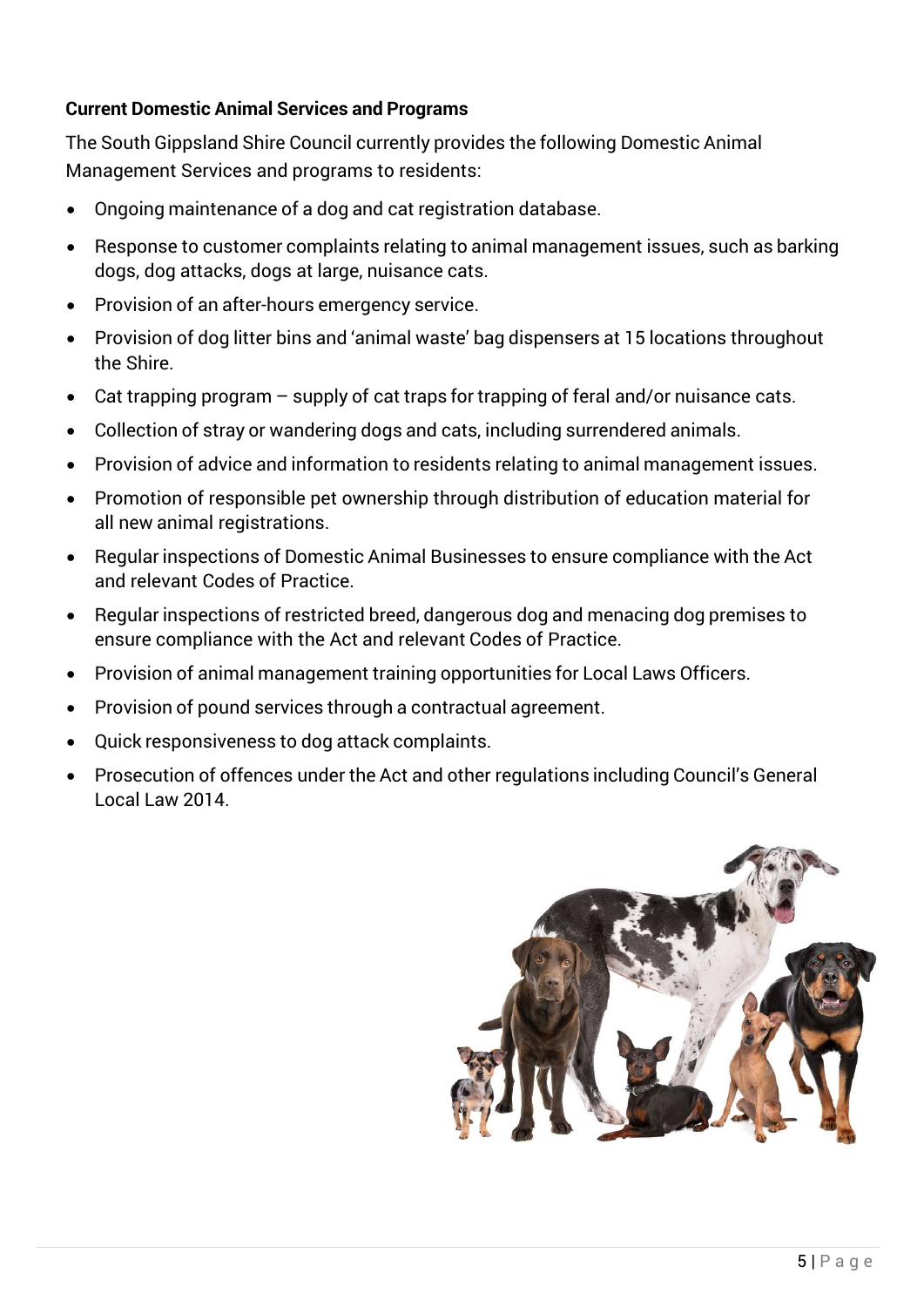**Current Domestic Animal Services and Programs**

The South Gippsland Shire Council currently provides the following Domestic Animal Management Services and programs to residents:

- Ongoing maintenance of a dog and cat registration database.
- Response to customer complaints relating to animal management issues, such as barking dogs, dog attacks, dogs at large, nuisance cats.
- Provision of an after-hours emergency service.
- Provision of dog litter bins and 'animal waste' bag dispensers at 15 locations throughout the Shire.
- Cat trapping program – supply of cat traps for trapping of feral and/or nuisance cats.
- Collection of stray or wandering dogs and cats, including surrendered animals.
- Provision of advice and information to residents relating to animal management issues.
- Promotion of responsible pet ownership through distribution of education material for all new animal registrations.
- Regular inspections of Domestic Animal Businesses to ensure compliance with the Act and relevant Codes of Practice.
- Regular inspections of restricted breed, dangerous dog and menacing dog premises to ensure compliance with the Act and relevant Codes of Practice.
- Provision of animal management training opportunities for Local Laws Officers.
- Provision of pound services through a contractual agreement.
- Quick responsiveness to dog attack complaints.
- Prosecution of offences under the Act and other regulations including Council's General Local Law 2014.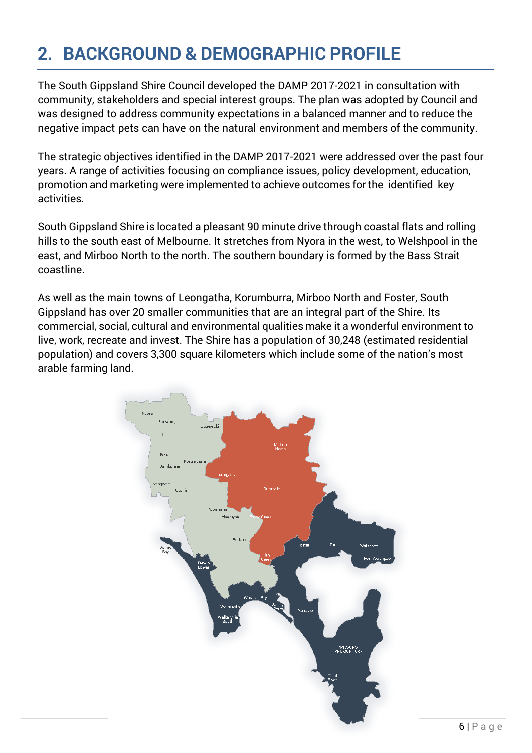# 2. BACKGROUND & DEMOGRAPHIC PROFILE

The South Gippsland Shire Council developed the DAMP 2017-2021 in consultation with community, stakeholders and special interest groups. The plan was adopted by Council and was designed to address community expectations in a balanced manner and to reduce the negative impact pets can have on the natural environment and members of the community.

The strategic objectives identified in the DAMP 2017-2021 were addressed over the past four years. A range of activities focusing on compliance issues, policy development, education, promotion and marketing were implemented to achieve outcomes for the identified key activities.

South Gippsland Shire is located a pleasant 90 minute drive through coastal flats and rolling hills to the south east of Melbourne. It stretches from Nyora in the west, to Welshpool in the east, and Mirboo North to the north. The southern boundary is formed by the Bass Strait coastline.

As well as the main towns of Leongatha, Korumburra, Mirboo North and Foster, South Gippsland has over 20 smaller communities that are an integral part of the Shire. Its commercial, social, cultural and environmental qualities make it a wonderful environment to live, work, recreate and invest. The Shire has a population of 30,248 (estimated residential population) and covers 3,300 square kilometers which include some of the nation's most arable farming land.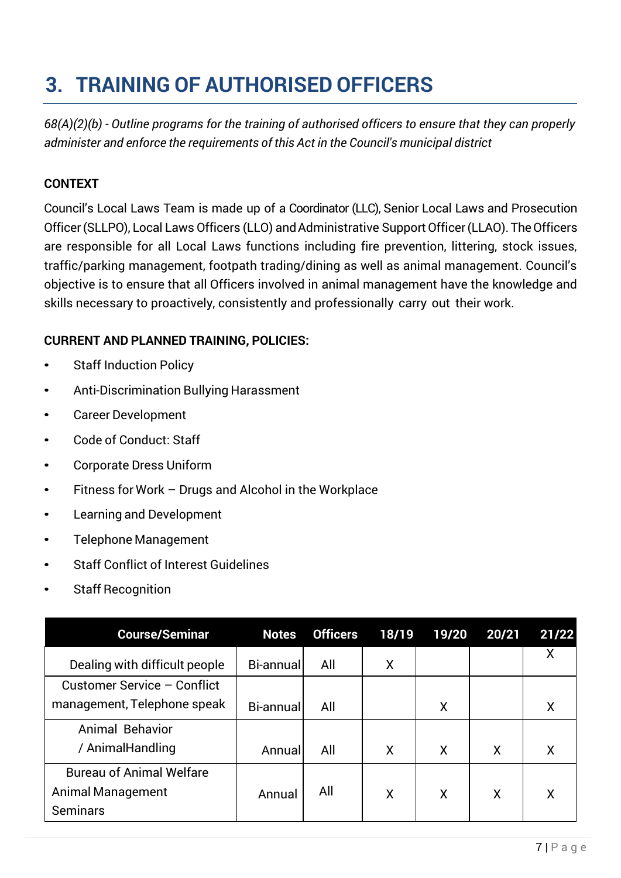# 3. TRAINING OF AUTHORISED OFFICERS

*68(A)(2)(b) - Outline programs for the training of authorised officers to ensure that they can properly administer and enforce the requirements of this Act in the Council's municipal district*

**CONTEXT**

Council's Local Laws Team is made up of a Coordinator (LLC), Senior Local Laws and Prosecution Officer (SLLPO), Local Laws Officers (LLO) and Administrative Support Officer (LLAO). The Officers are responsible for all Local Laws functions including fire prevention, littering, stock issues, traffic/parking management, footpath trading/dining as well as animal management. Council's objective is to ensure that all Officers involved in animal management have the knowledge and skills necessary to proactively, consistently and professionally carry out their work.

**CURRENT AND PLANNED TRAINING, POLICIES:**

- Staff Induction Policy
- Anti-Discrimination Bullying Harassment
- Career Development
- Code of Conduct: Staff
- Corporate Dress Uniform
- Fitness for Work – Drugs and Alcohol in the Workplace
- Learning and Development
- Telephone Management
- Staff Conflict of Interest Guidelines
- Staff Recognition

| Course/Seminar | Notes | Officers | 18/19 | 19/20 | 20/21 | 21/22 |
|---|---|---|---|---|---|---|
| Dealing with difficult people | Bi-annual | All | X | | | X |
| Customer Service – Conflict management, Telephone speak | Bi-annual | All | | X | | X |
| Animal Behavior / AnimalHandling | Annual | All | X | X | X | X |
| Bureau of Animal Welfare Animal Management Seminars | Annual | All | X | X | X | X |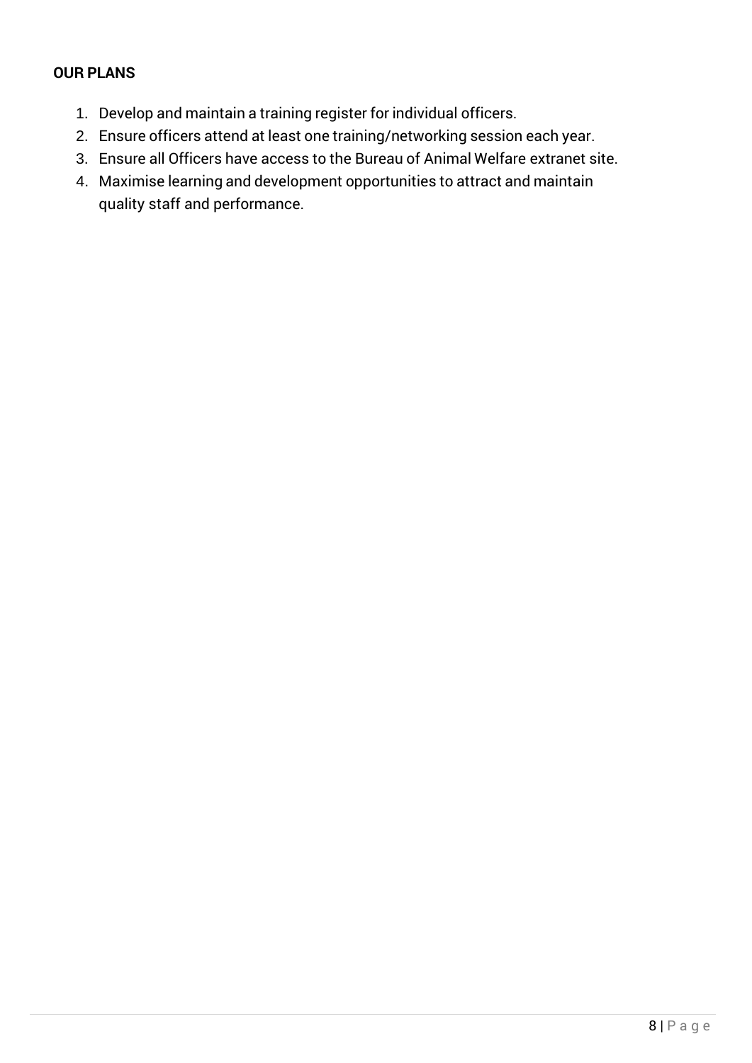**OUR PLANS**

1. Develop and maintain a training register for individual officers.
2. Ensure officers attend at least one training/networking session each year.
3. Ensure all Officers have access to the Bureau of Animal Welfare extranet site.
4. Maximise learning and development opportunities to attract and maintain quality staff and performance.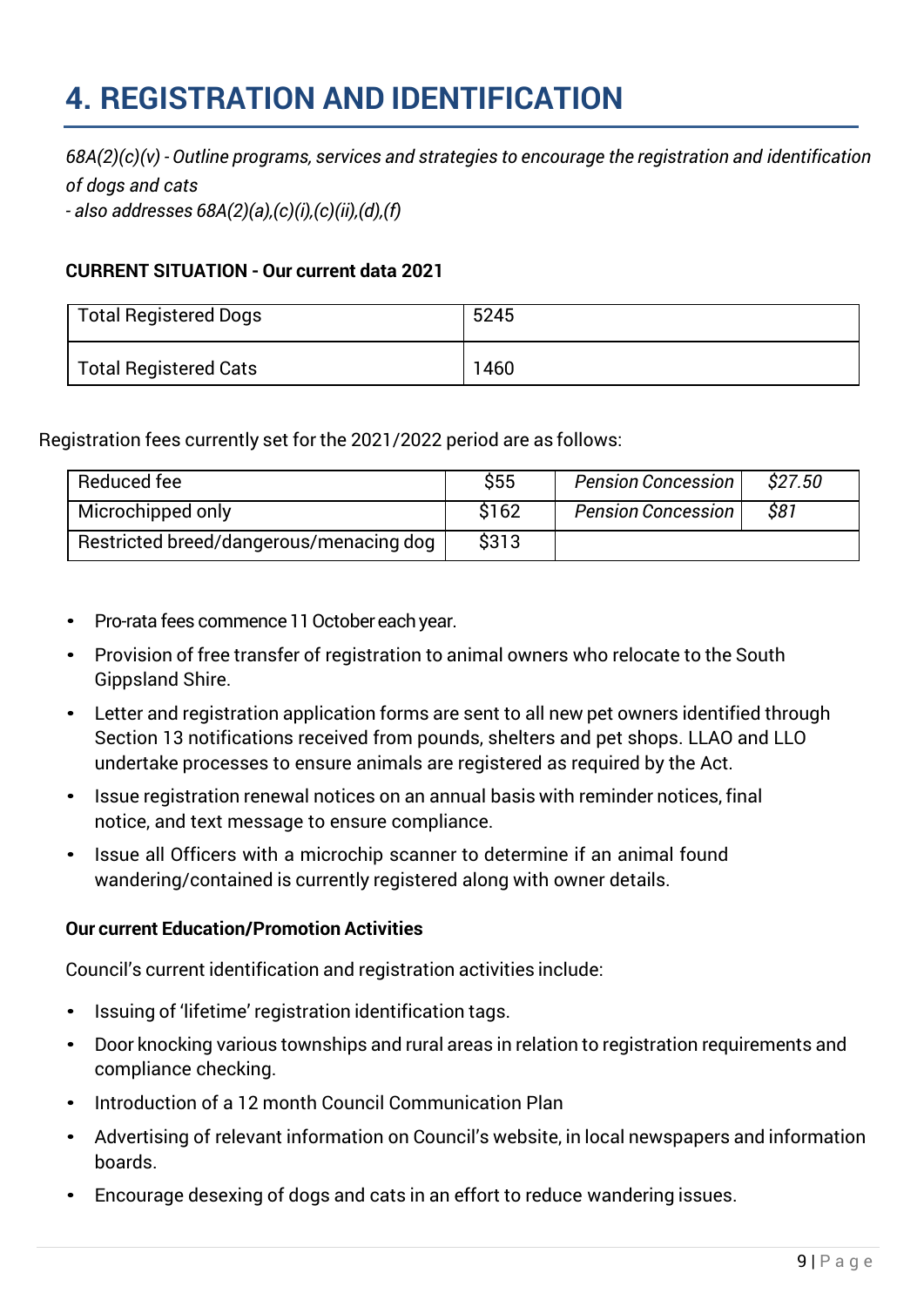# 4. REGISTRATION AND IDENTIFICATION

*68A(2)(c)(v) - Outline programs, services and strategies to encourage the registration and identification of dogs and cats*
*- also addresses 68A(2)(a),(c)(i),(c)(ii),(d),(f)*

**CURRENT SITUATION - Our current data 2021**

| Total Registered Dogs | 5245 |
|---|---|
| Total Registered Cats | 1460 |

Registration fees currently set for the 2021/2022 period are as follows:

| Reduced fee | $55 | *Pension Concession* | *$27.50* |
|---|---|---|---|
| Microchipped only | $162 | *Pension Concession* | *$81* |
| Restricted breed/dangerous/menacing dog | $313 | | |

- Pro-rata fees commence 11 October each year.
- Provision of free transfer of registration to animal owners who relocate to the South Gippsland Shire.
- Letter and registration application forms are sent to all new pet owners identified through Section 13 notifications received from pounds, shelters and pet shops. LLAO and LLO undertake processes to ensure animals are registered as required by the Act.
- Issue registration renewal notices on an annual basis with reminder notices, final notice, and text message to ensure compliance.
- Issue all Officers with a microchip scanner to determine if an animal found wandering/contained is currently registered along with owner details.

**Our current Education/Promotion Activities**

Council's current identification and registration activities include:

- Issuing of 'lifetime' registration identification tags.
- Door knocking various townships and rural areas in relation to registration requirements and compliance checking.
- Introduction of a 12 month Council Communication Plan
- Advertising of relevant information on Council's website, in local newspapers and information boards.
- Encourage desexing of dogs and cats in an effort to reduce wandering issues.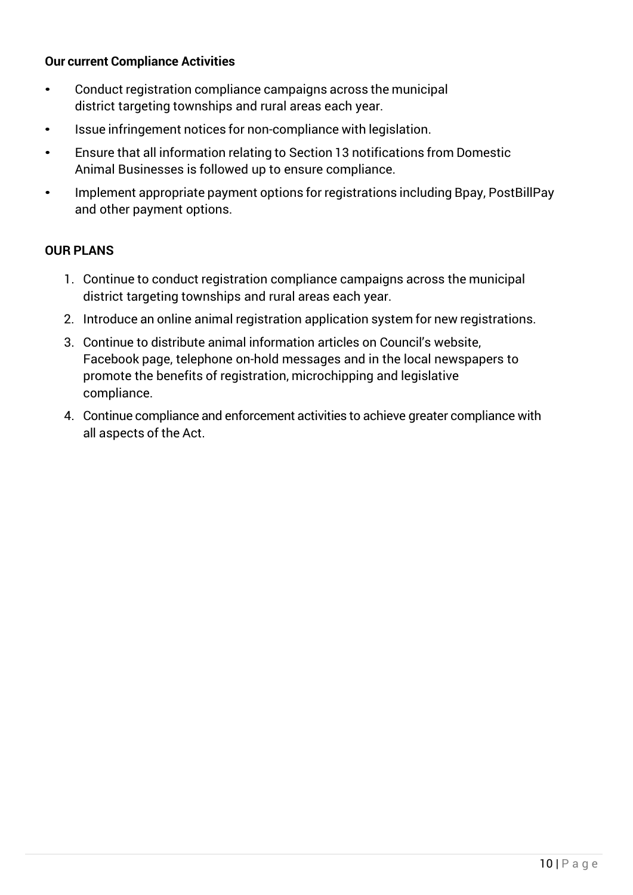**Our current Compliance Activities**

- Conduct registration compliance campaigns across the municipal district targeting townships and rural areas each year.
- Issue infringement notices for non-compliance with legislation.
- Ensure that all information relating to Section 13 notifications from Domestic Animal Businesses is followed up to ensure compliance.
- Implement appropriate payment options for registrations including Bpay, PostBillPay and other payment options.

**OUR PLANS**

1. Continue to conduct registration compliance campaigns across the municipal district targeting townships and rural areas each year.
2. Introduce an online animal registration application system for new registrations.
3. Continue to distribute animal information articles on Council's website, Facebook page, telephone on-hold messages and in the local newspapers to promote the benefits of registration, microchipping and legislative compliance.
4. Continue compliance and enforcement activities to achieve greater compliance with all aspects of the Act.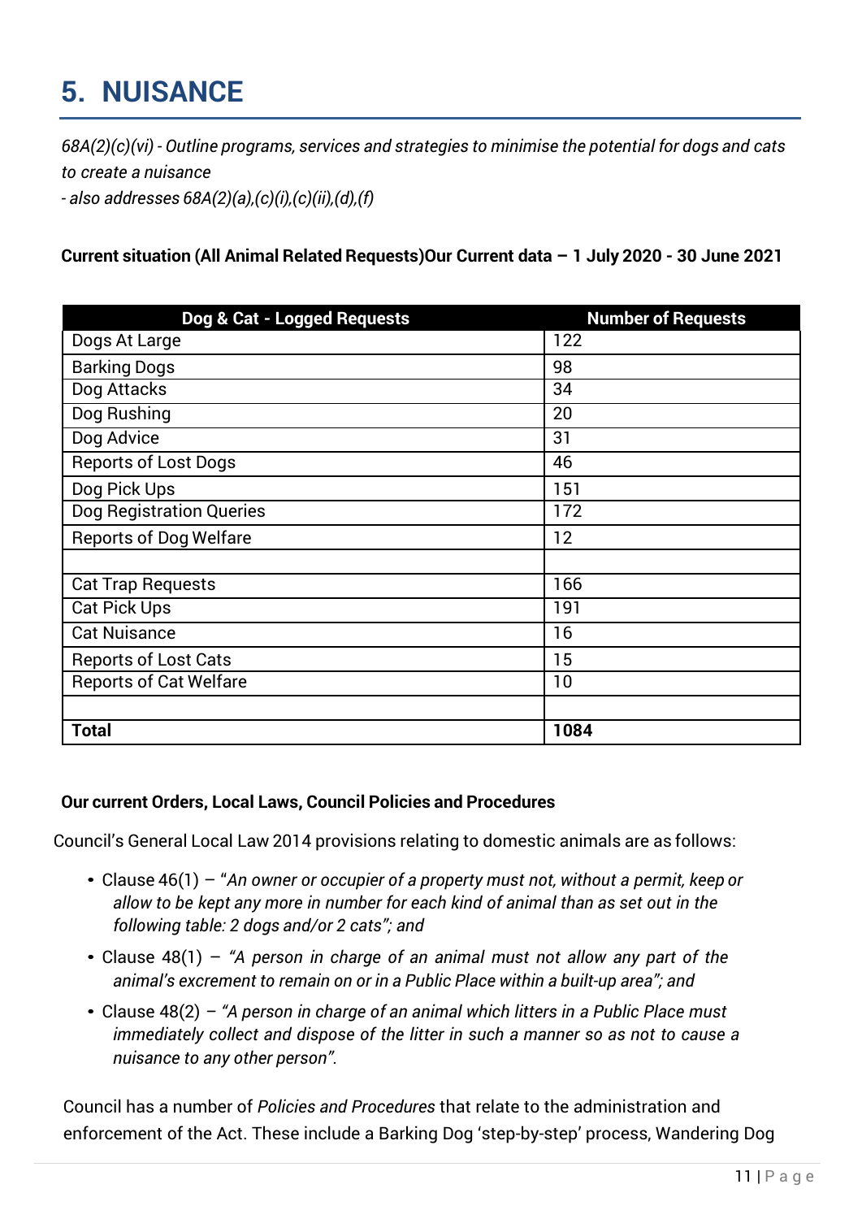# 5. NUISANCE

*68A(2)(c)(vi) - Outline programs, services and strategies to minimise the potential for dogs and cats to create a nuisance*

*- also addresses 68A(2)(a),(c)(i),(c)(ii),(d),(f)*

**Current situation (All Animal Related Requests)Our Current data – 1 July 2020 - 30 June 2021**

| Dog & Cat - Logged Requests | Number of Requests |
|---|---|
| Dogs At Large | 122 |
| Barking Dogs | 98 |
| Dog Attacks | 34 |
| Dog Rushing | 20 |
| Dog Advice | 31 |
| Reports of Lost Dogs | 46 |
| Dog Pick Ups | 151 |
| Dog Registration Queries | 172 |
| Reports of Dog Welfare | 12 |
| | |
| Cat Trap Requests | 166 |
| Cat Pick Ups | 191 |
| Cat Nuisance | 16 |
| Reports of Lost Cats | 15 |
| Reports of Cat Welfare | 10 |
| | |
| **Total** | **1084** |

**Our current Orders, Local Laws, Council Policies and Procedures**

Council's General Local Law 2014 provisions relating to domestic animals are as follows:

- Clause 46(1) – "*An owner or occupier of a property must not, without a permit, keep or allow to be kept any more in number for each kind of animal than as set out in the following table: 2 dogs and/or 2 cats"; and*
- Clause 48(1) – *"A person in charge of an animal must not allow any part of the animal's excrement to remain on or in a Public Place within a built-up area"; and*
- Clause 48(2) – *"A person in charge of an animal which litters in a Public Place must immediately collect and dispose of the litter in such a manner so as not to cause a nuisance to any other person".*

Council has a number of *Policies and Procedures* that relate to the administration and enforcement of the Act. These include a Barking Dog 'step-by-step' process, Wandering Dog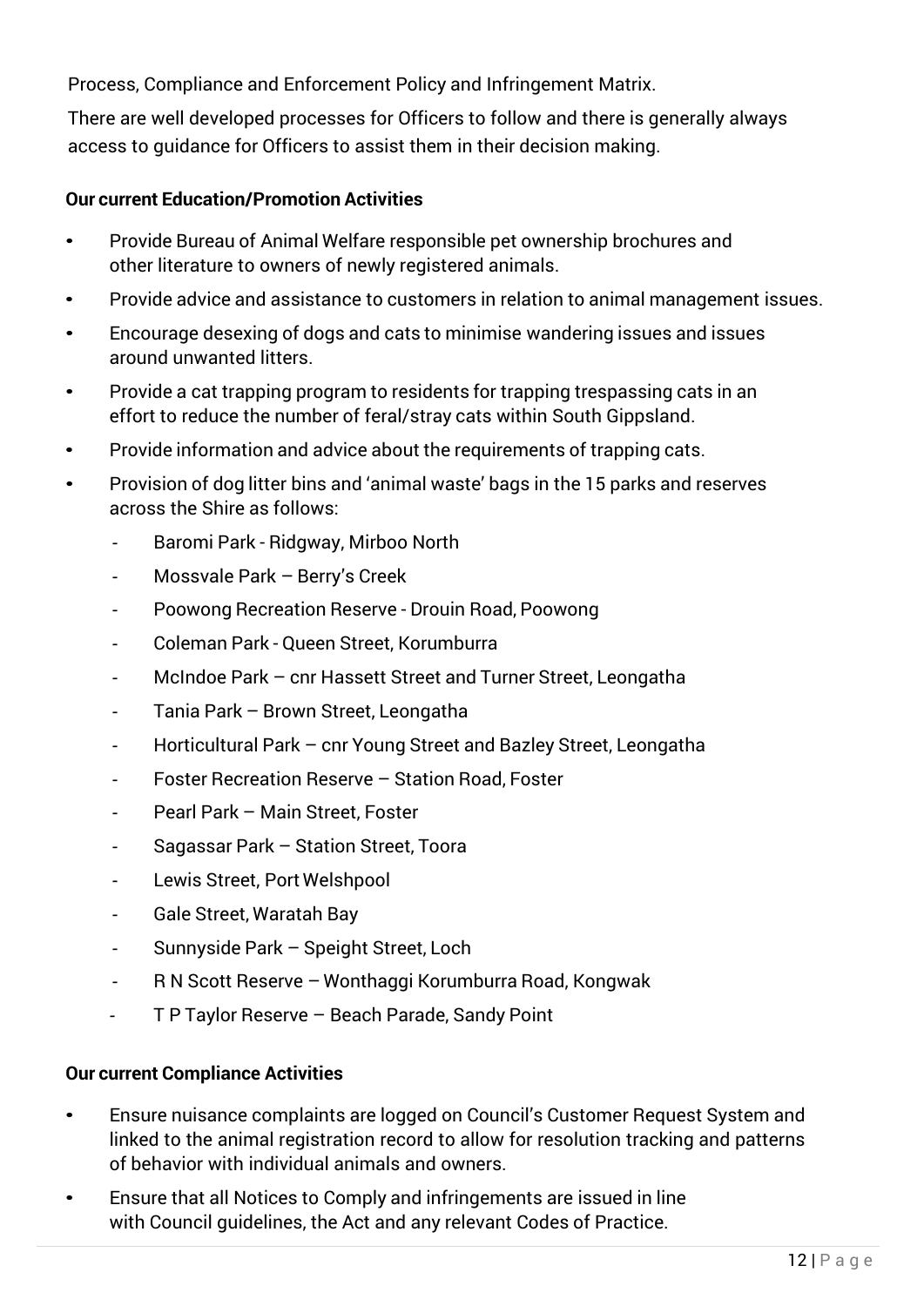Process, Compliance and Enforcement Policy and Infringement Matrix.

There are well developed processes for Officers to follow and there is generally always access to guidance for Officers to assist them in their decision making.

**Our current Education/Promotion Activities**

- Provide Bureau of Animal Welfare responsible pet ownership brochures and other literature to owners of newly registered animals.
- Provide advice and assistance to customers in relation to animal management issues.
- Encourage desexing of dogs and cats to minimise wandering issues and issues around unwanted litters.
- Provide a cat trapping program to residents for trapping trespassing cats in an effort to reduce the number of feral/stray cats within South Gippsland.
- Provide information and advice about the requirements of trapping cats.
- Provision of dog litter bins and 'animal waste' bags in the 15 parks and reserves across the Shire as follows:
  - Baromi Park - Ridgway, Mirboo North
  - Mossvale Park – Berry's Creek
  - Poowong Recreation Reserve - Drouin Road, Poowong
  - Coleman Park - Queen Street, Korumburra
  - McIndoe Park – cnr Hassett Street and Turner Street, Leongatha
  - Tania Park – Brown Street, Leongatha
  - Horticultural Park – cnr Young Street and Bazley Street, Leongatha
  - Foster Recreation Reserve – Station Road, Foster
  - Pearl Park – Main Street, Foster
  - Sagassar Park – Station Street, Toora
  - Lewis Street, Port Welshpool
  - Gale Street, Waratah Bay
  - Sunnyside Park – Speight Street, Loch
  - R N Scott Reserve – Wonthaggi Korumburra Road, Kongwak
  - T P Taylor Reserve – Beach Parade, Sandy Point

**Our current Compliance Activities**

- Ensure nuisance complaints are logged on Council's Customer Request System and linked to the animal registration record to allow for resolution tracking and patterns of behavior with individual animals and owners.
- Ensure that all Notices to Comply and infringements are issued in line with Council guidelines, the Act and any relevant Codes of Practice.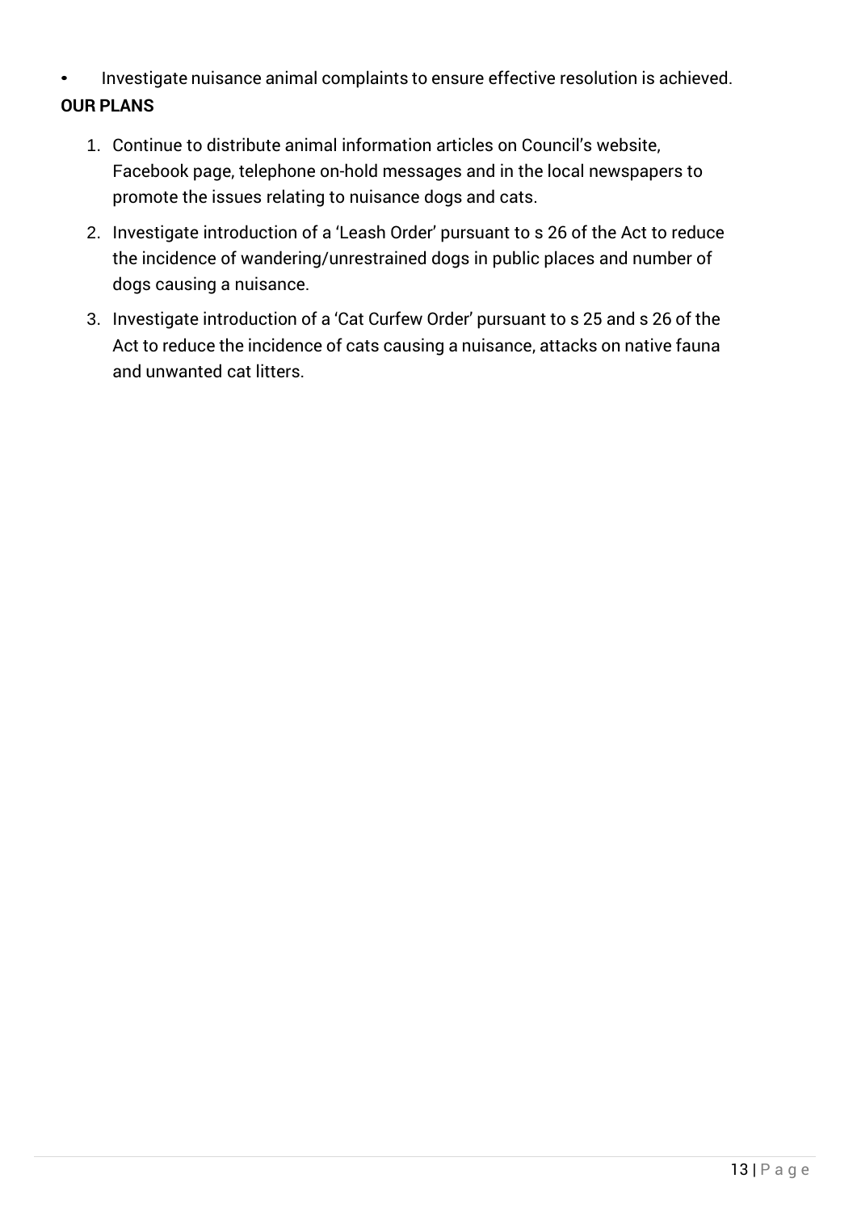- Investigate nuisance animal complaints to ensure effective resolution is achieved.

**OUR PLANS**

1. Continue to distribute animal information articles on Council's website, Facebook page, telephone on-hold messages and in the local newspapers to promote the issues relating to nuisance dogs and cats.
2. Investigate introduction of a 'Leash Order' pursuant to s 26 of the Act to reduce the incidence of wandering/unrestrained dogs in public places and number of dogs causing a nuisance.
3. Investigate introduction of a 'Cat Curfew Order' pursuant to s 25 and s 26 of the Act to reduce the incidence of cats causing a nuisance, attacks on native fauna and unwanted cat litters.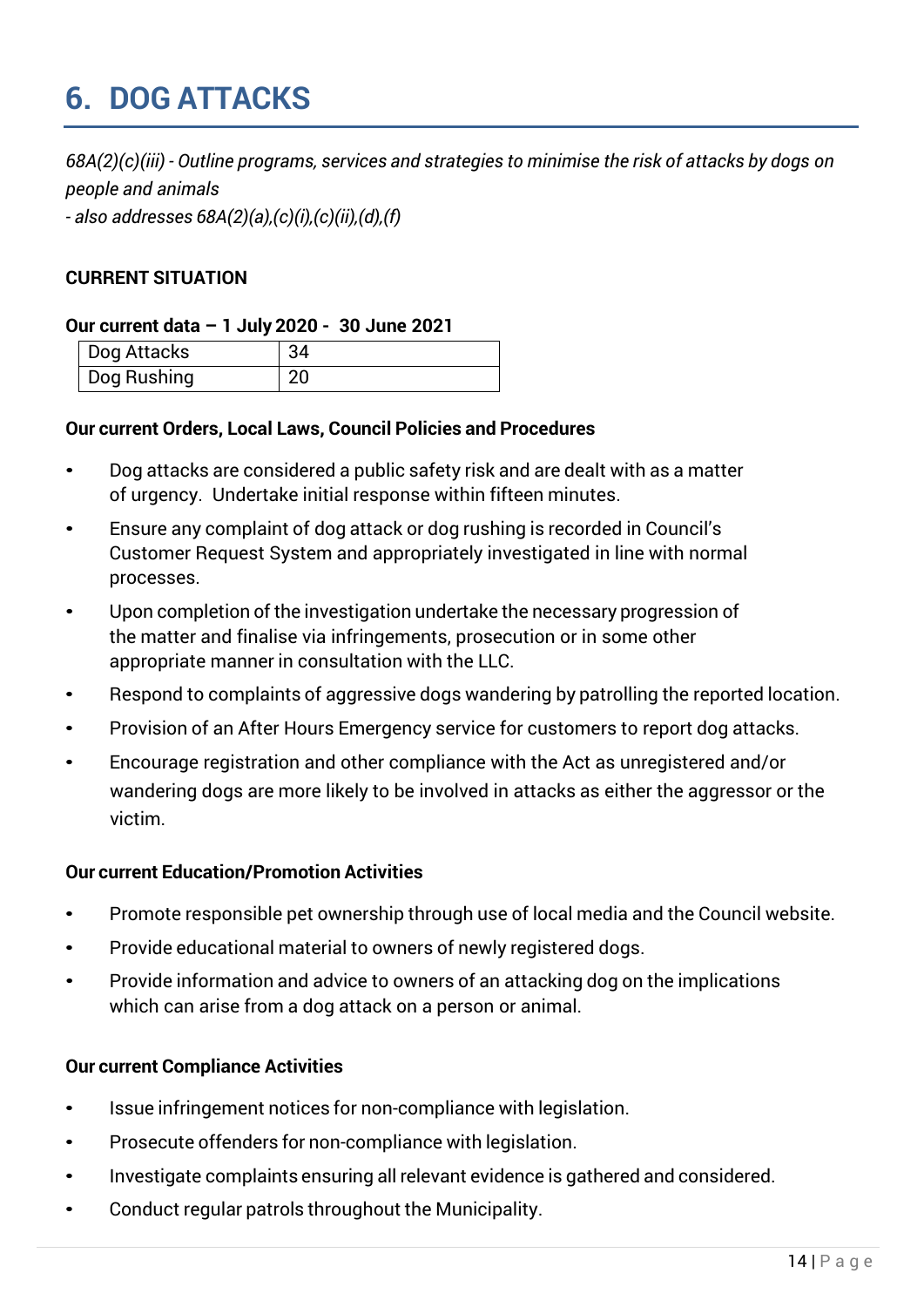# 6. DOG ATTACKS

*68A(2)(c)(iii) - Outline programs, services and strategies to minimise the risk of attacks by dogs on people and animals*
*- also addresses 68A(2)(a),(c)(i),(c)(ii),(d),(f)*

**CURRENT SITUATION**

**Our current data – 1 July 2020 - 30 June 2021**

| Dog Attacks | 34 |
|---|---|
| Dog Rushing | 20 |

**Our current Orders, Local Laws, Council Policies and Procedures**

- Dog attacks are considered a public safety risk and are dealt with as a matter of urgency. Undertake initial response within fifteen minutes.
- Ensure any complaint of dog attack or dog rushing is recorded in Council's Customer Request System and appropriately investigated in line with normal processes.
- Upon completion of the investigation undertake the necessary progression of the matter and finalise via infringements, prosecution or in some other appropriate manner in consultation with the LLC.
- Respond to complaints of aggressive dogs wandering by patrolling the reported location.
- Provision of an After Hours Emergency service for customers to report dog attacks.
- Encourage registration and other compliance with the Act as unregistered and/or wandering dogs are more likely to be involved in attacks as either the aggressor or the victim.

**Our current Education/Promotion Activities**

- Promote responsible pet ownership through use of local media and the Council website.
- Provide educational material to owners of newly registered dogs.
- Provide information and advice to owners of an attacking dog on the implications which can arise from a dog attack on a person or animal.

**Our current Compliance Activities**

- Issue infringement notices for non-compliance with legislation.
- Prosecute offenders for non-compliance with legislation.
- Investigate complaints ensuring all relevant evidence is gathered and considered.
- Conduct regular patrols throughout the Municipality.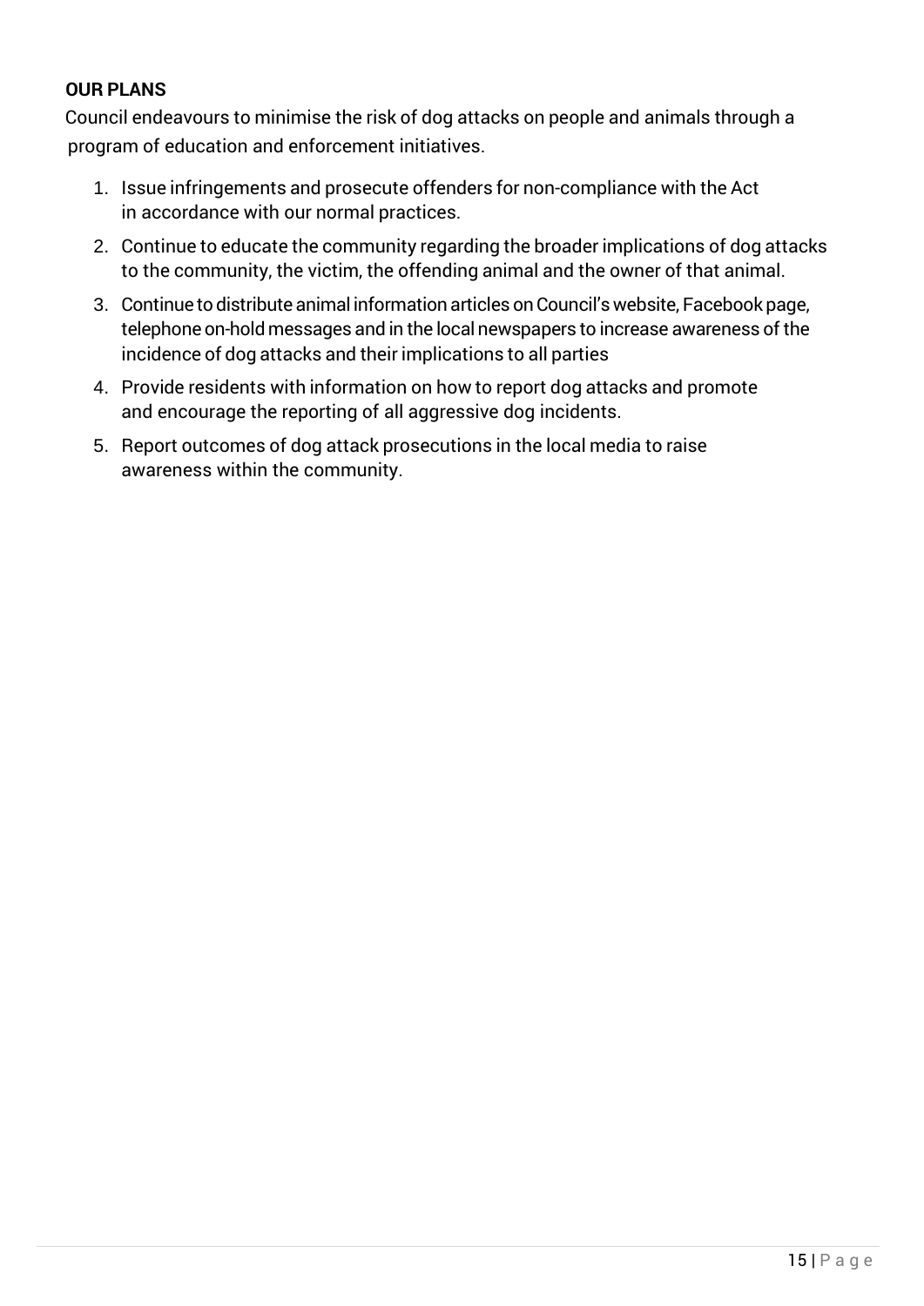**OUR PLANS**

Council endeavours to minimise the risk of dog attacks on people and animals through a program of education and enforcement initiatives.

1. Issue infringements and prosecute offenders for non-compliance with the Act in accordance with our normal practices.
2. Continue to educate the community regarding the broader implications of dog attacks to the community, the victim, the offending animal and the owner of that animal.
3. Continue to distribute animal information articles on Council's website, Facebook page, telephone on-hold messages and in the local newspapers to increase awareness of the incidence of dog attacks and their implications to all parties
4. Provide residents with information on how to report dog attacks and promote and encourage the reporting of all aggressive dog incidents.
5. Report outcomes of dog attack prosecutions in the local media to raise awareness within the community.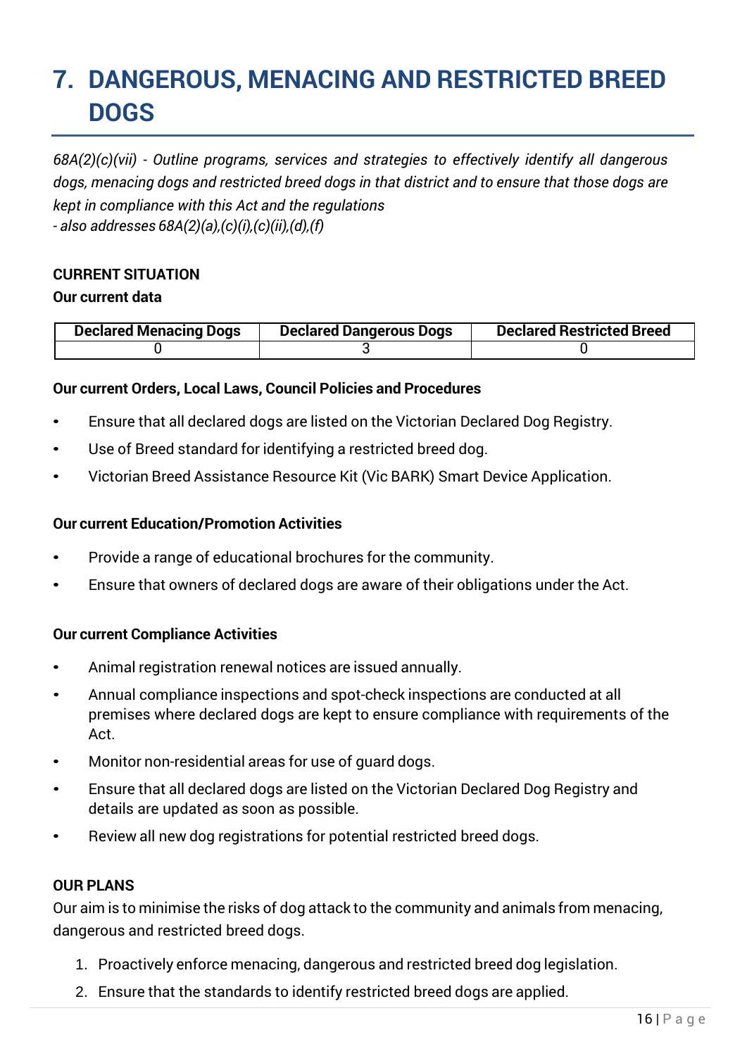# 7. DANGEROUS, MENACING AND RESTRICTED BREED DOGS

*68A(2)(c)(vii) - Outline programs, services and strategies to effectively identify all dangerous dogs, menacing dogs and restricted breed dogs in that district and to ensure that those dogs are kept in compliance with this Act and the regulations*
*- also addresses 68A(2)(a),(c)(i),(c)(ii),(d),(f)*

**CURRENT SITUATION**

**Our current data**

| Declared Menacing Dogs | Declared Dangerous Dogs | Declared Restricted Breed |
|---|---|---|
| 0 | 3 | 0 |

**Our current Orders, Local Laws, Council Policies and Procedures**

- Ensure that all declared dogs are listed on the Victorian Declared Dog Registry.
- Use of Breed standard for identifying a restricted breed dog.
- Victorian Breed Assistance Resource Kit (Vic BARK) Smart Device Application.

**Our current Education/Promotion Activities**

- Provide a range of educational brochures for the community.
- Ensure that owners of declared dogs are aware of their obligations under the Act.

**Our current Compliance Activities**

- Animal registration renewal notices are issued annually.
- Annual compliance inspections and spot-check inspections are conducted at all premises where declared dogs are kept to ensure compliance with requirements of the Act.
- Monitor non-residential areas for use of guard dogs.
- Ensure that all declared dogs are listed on the Victorian Declared Dog Registry and details are updated as soon as possible.
- Review all new dog registrations for potential restricted breed dogs.

**OUR PLANS**

Our aim is to minimise the risks of dog attack to the community and animals from menacing, dangerous and restricted breed dogs.

1. Proactively enforce menacing, dangerous and restricted breed dog legislation.
2. Ensure that the standards to identify restricted breed dogs are applied.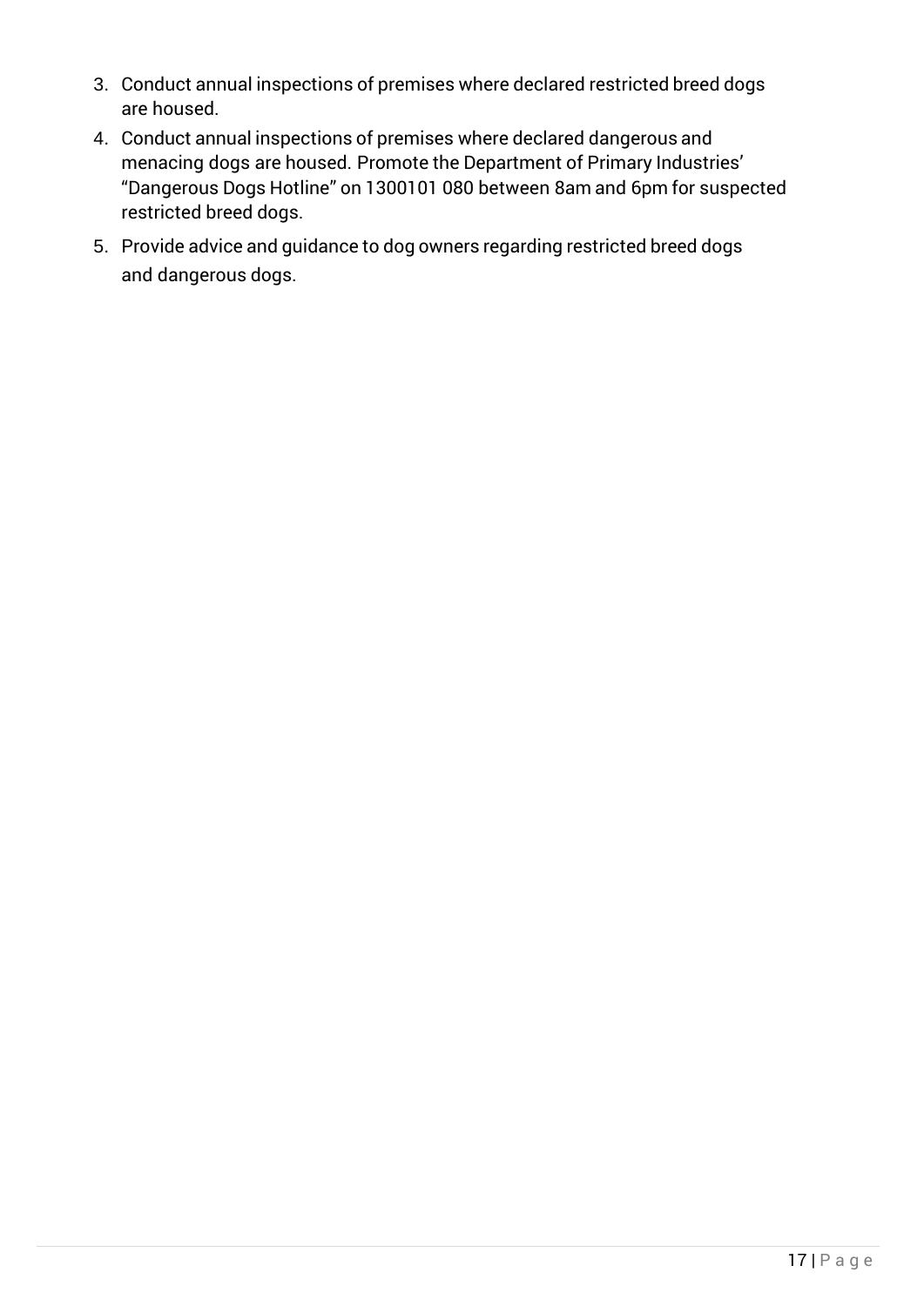3. Conduct annual inspections of premises where declared restricted breed dogs are housed.
4. Conduct annual inspections of premises where declared dangerous and menacing dogs are housed. Promote the Department of Primary Industries' "Dangerous Dogs Hotline" on 1300101 080 between 8am and 6pm for suspected restricted breed dogs.
5. Provide advice and guidance to dog owners regarding restricted breed dogs and dangerous dogs.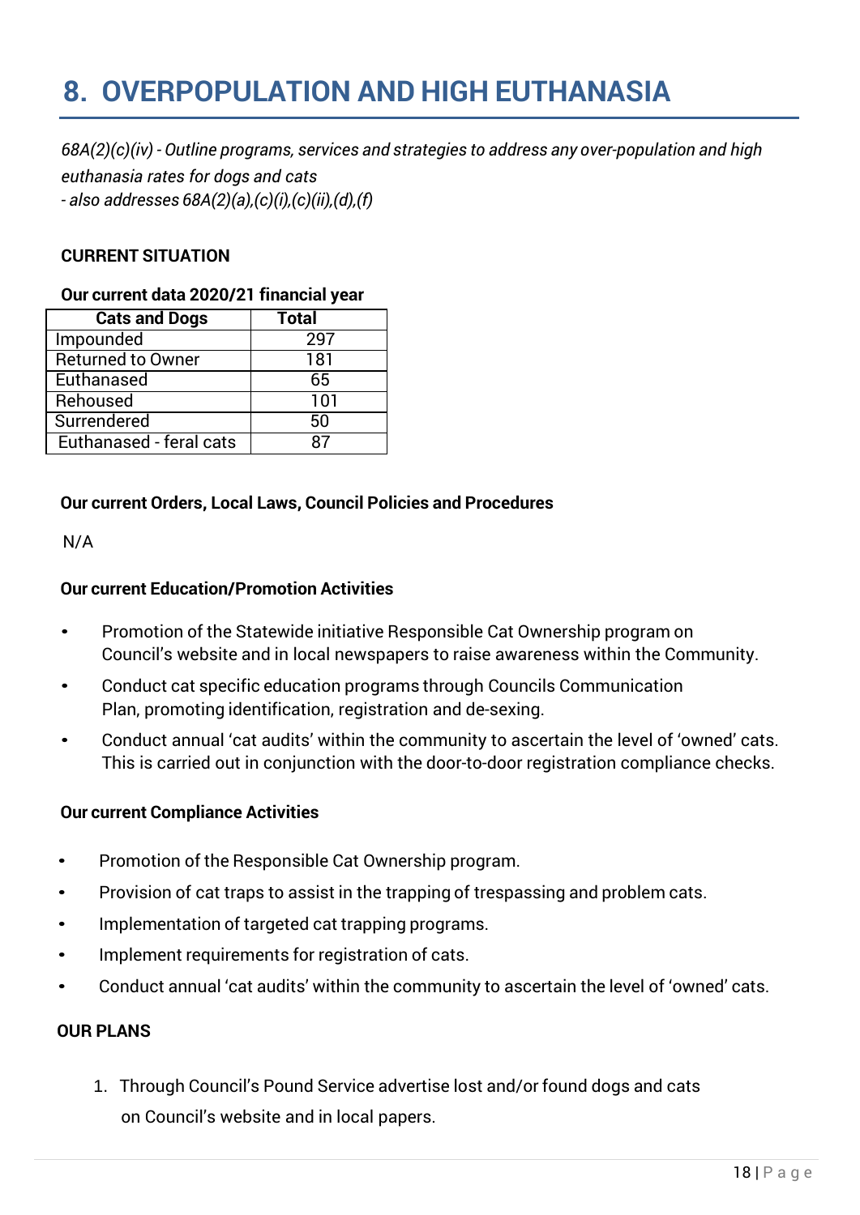# 8. OVERPOPULATION AND HIGH EUTHANASIA

*68A(2)(c)(iv) - Outline programs, services and strategies to address any over-population and high euthanasia rates for dogs and cats*
*- also addresses 68A(2)(a),(c)(i),(c)(ii),(d),(f)*

**CURRENT SITUATION**

**Our current data 2020/21 financial year**

| Cats and Dogs | Total |
|---|---|
| Impounded | 297 |
| Returned to Owner | 181 |
| Euthanased | 65 |
| Rehoused | 101 |
| Surrendered | 50 |
| Euthanased - feral cats | 87 |

**Our current Orders, Local Laws, Council Policies and Procedures**

N/A

**Our current Education/Promotion Activities**

- Promotion of the Statewide initiative Responsible Cat Ownership program on Council's website and in local newspapers to raise awareness within the Community.
- Conduct cat specific education programs through Councils Communication Plan, promoting identification, registration and de-sexing.
- Conduct annual 'cat audits' within the community to ascertain the level of 'owned' cats. This is carried out in conjunction with the door-to-door registration compliance checks.

**Our current Compliance Activities**

- Promotion of the Responsible Cat Ownership program.
- Provision of cat traps to assist in the trapping of trespassing and problem cats.
- Implementation of targeted cat trapping programs.
- Implement requirements for registration of cats.
- Conduct annual 'cat audits' within the community to ascertain the level of 'owned' cats.

**OUR PLANS**

1. Through Council's Pound Service advertise lost and/or found dogs and cats on Council's website and in local papers.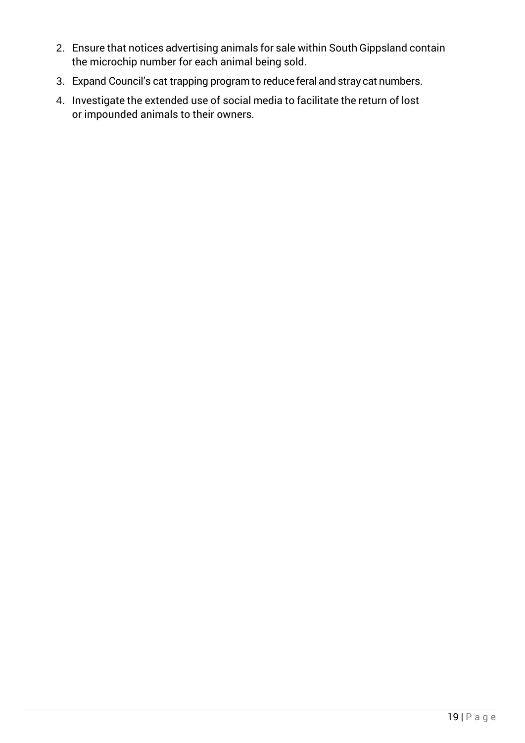2. Ensure that notices advertising animals for sale within South Gippsland contain the microchip number for each animal being sold.
3. Expand Council's cat trapping program to reduce feral and stray cat numbers.
4. Investigate the extended use of social media to facilitate the return of lost or impounded animals to their owners.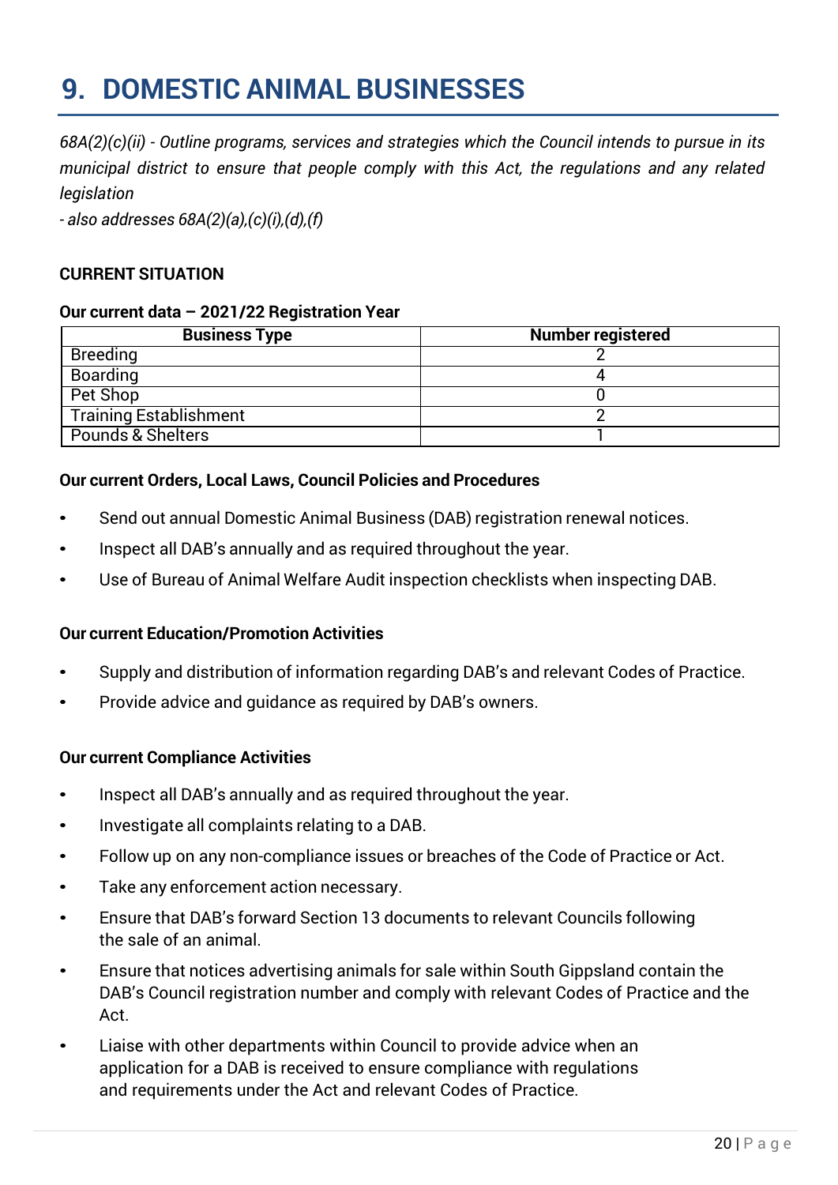# 9. DOMESTIC ANIMAL BUSINESSES

*68A(2)(c)(ii) - Outline programs, services and strategies which the Council intends to pursue in its municipal district to ensure that people comply with this Act, the regulations and any related legislation*

*- also addresses 68A(2)(a),(c)(i),(d),(f)*

**CURRENT SITUATION**

**Our current data – 2021/22 Registration Year**

| Business Type | Number registered |
|---|---|
| Breeding | 2 |
| Boarding | 4 |
| Pet Shop | 0 |
| Training Establishment | 2 |
| Pounds & Shelters | 1 |

**Our current Orders, Local Laws, Council Policies and Procedures**

- Send out annual Domestic Animal Business (DAB) registration renewal notices.
- Inspect all DAB's annually and as required throughout the year.
- Use of Bureau of Animal Welfare Audit inspection checklists when inspecting DAB.

**Our current Education/Promotion Activities**

- Supply and distribution of information regarding DAB's and relevant Codes of Practice.
- Provide advice and guidance as required by DAB's owners.

**Our current Compliance Activities**

- Inspect all DAB's annually and as required throughout the year.
- Investigate all complaints relating to a DAB.
- Follow up on any non-compliance issues or breaches of the Code of Practice or Act.
- Take any enforcement action necessary.
- Ensure that DAB's forward Section 13 documents to relevant Councils following the sale of an animal.
- Ensure that notices advertising animals for sale within South Gippsland contain the DAB's Council registration number and comply with relevant Codes of Practice and the Act.
- Liaise with other departments within Council to provide advice when an application for a DAB is received to ensure compliance with regulations and requirements under the Act and relevant Codes of Practice.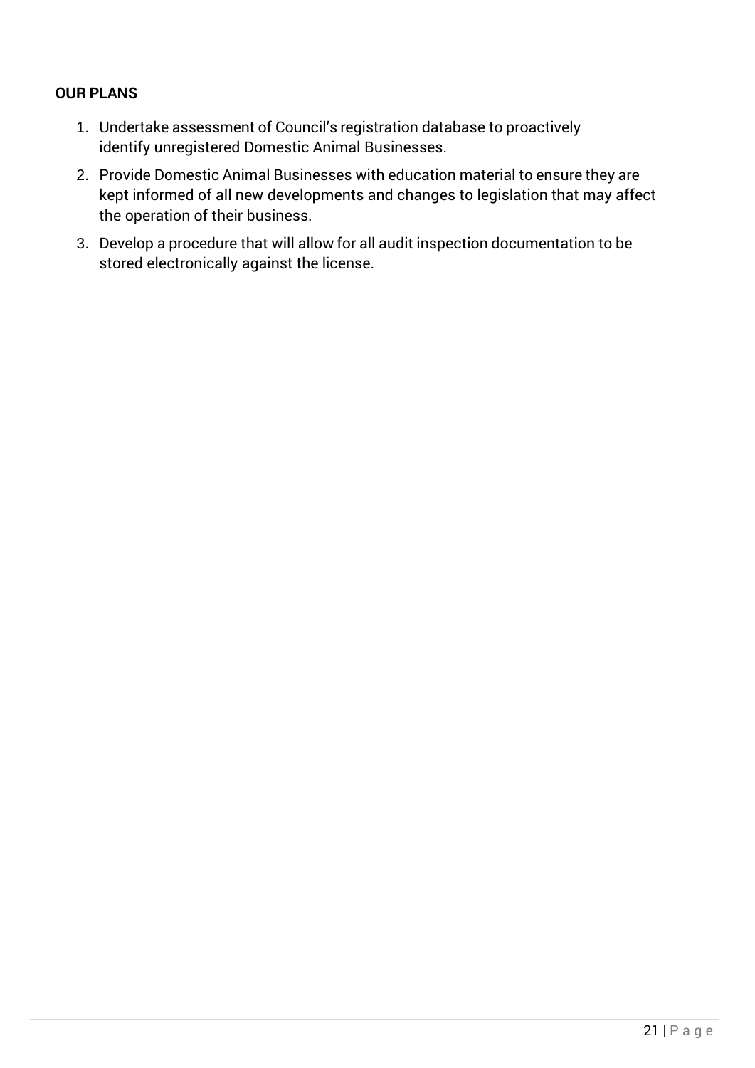**OUR PLANS**

1. Undertake assessment of Council's registration database to proactively identify unregistered Domestic Animal Businesses.
2. Provide Domestic Animal Businesses with education material to ensure they are kept informed of all new developments and changes to legislation that may affect the operation of their business.
3. Develop a procedure that will allow for all audit inspection documentation to be stored electronically against the license.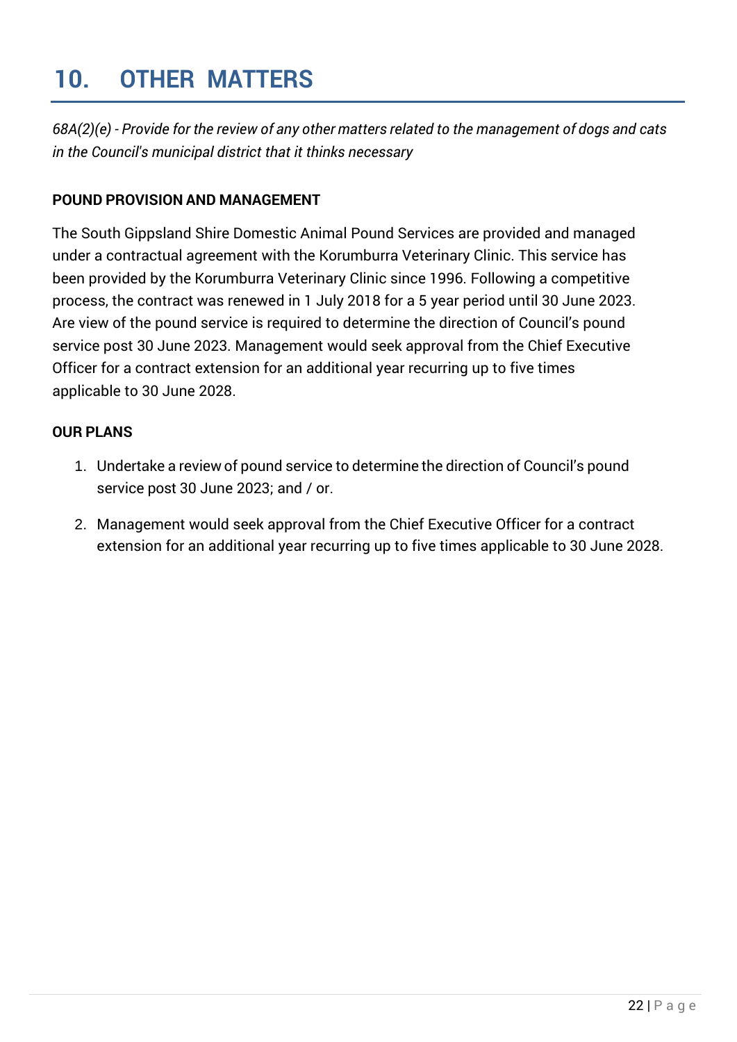# 10. OTHER MATTERS

*68A(2)(e) - Provide for the review of any other matters related to the management of dogs and cats in the Council's municipal district that it thinks necessary*

**POUND PROVISION AND MANAGEMENT**

The South Gippsland Shire Domestic Animal Pound Services are provided and managed under a contractual agreement with the Korumburra Veterinary Clinic. This service has been provided by the Korumburra Veterinary Clinic since 1996. Following a competitive process, the contract was renewed in 1 July 2018 for a 5 year period until 30 June 2023. Are view of the pound service is required to determine the direction of Council's pound service post 30 June 2023. Management would seek approval from the Chief Executive Officer for a contract extension for an additional year recurring up to five times applicable to 30 June 2028.

**OUR PLANS**

1. Undertake a review of pound service to determine the direction of Council's pound service post 30 June 2023; and / or.
2. Management would seek approval from the Chief Executive Officer for a contract extension for an additional year recurring up to five times applicable to 30 June 2028.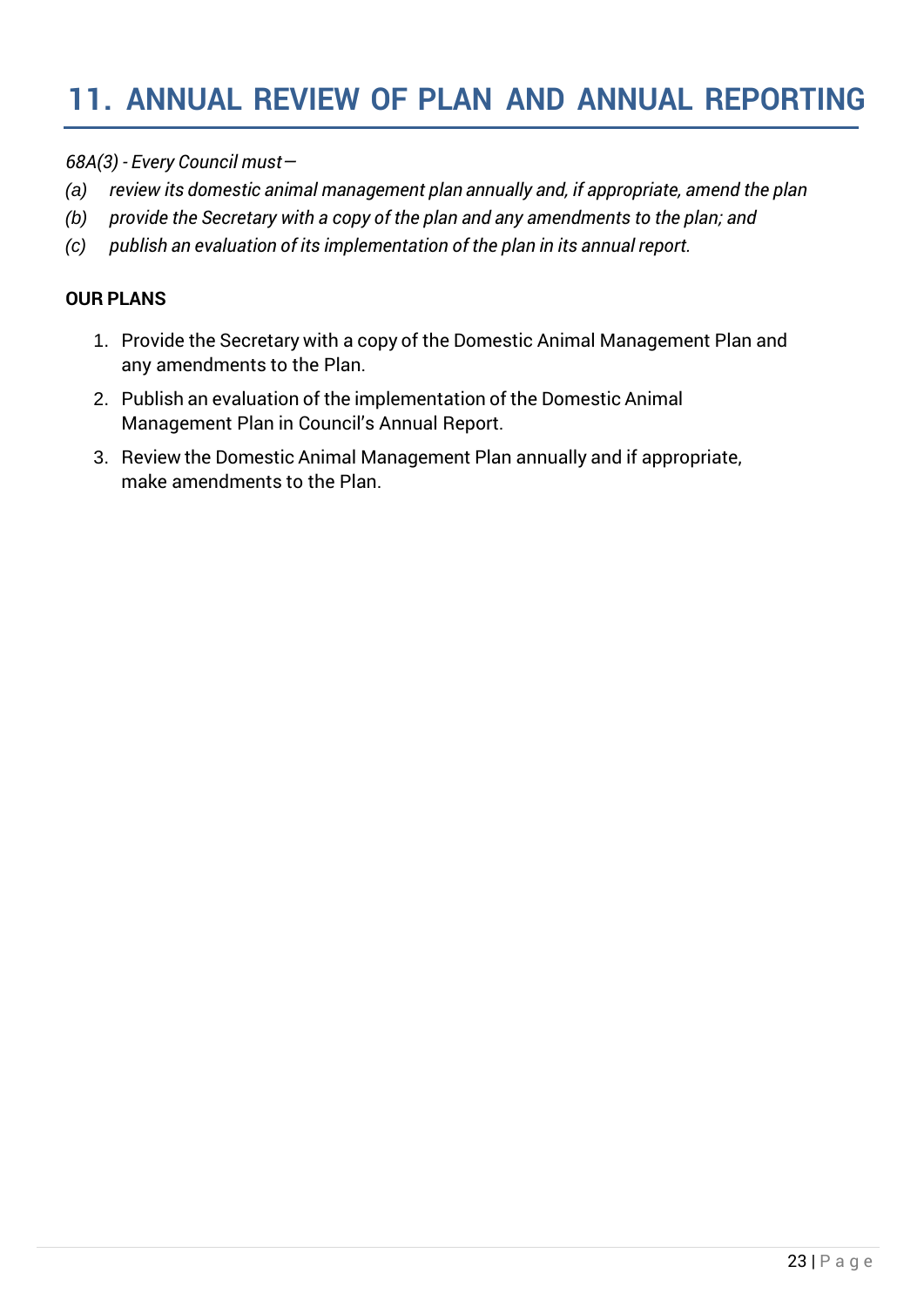# 11. ANNUAL REVIEW OF PLAN AND ANNUAL REPORTING

*68A(3) - Every Council must—*

*(a) review its domestic animal management plan annually and, if appropriate, amend the plan*

*(b) provide the Secretary with a copy of the plan and any amendments to the plan; and*

*(c) publish an evaluation of its implementation of the plan in its annual report.*

**OUR PLANS**

1. Provide the Secretary with a copy of the Domestic Animal Management Plan and any amendments to the Plan.
2. Publish an evaluation of the implementation of the Domestic Animal Management Plan in Council's Annual Report.
3. Review the Domestic Animal Management Plan annually and if appropriate, make amendments to the Plan.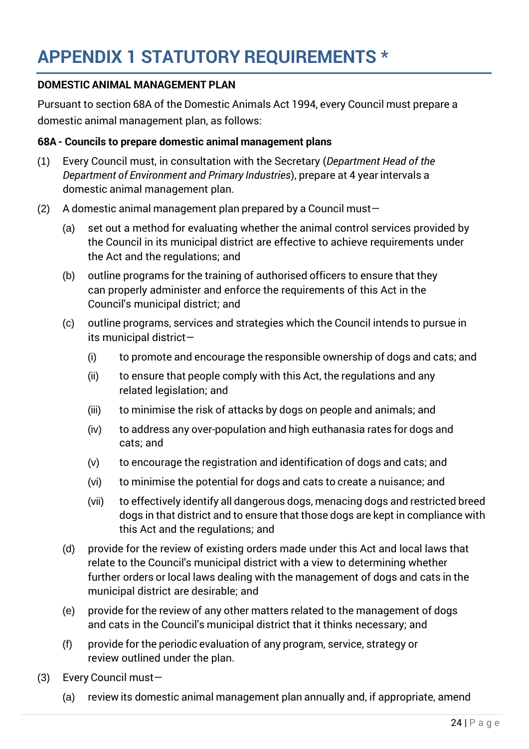# APPENDIX 1 STATUTORY REQUIREMENTS *

**DOMESTIC ANIMAL MANAGEMENT PLAN**

Pursuant to section 68A of the Domestic Animals Act 1994, every Council must prepare a domestic animal management plan, as follows:

**68A - Councils to prepare domestic animal management plans**

(1) Every Council must, in consultation with the Secretary (*Department Head of the Department of Environment and Primary Industries*), prepare at 4 year intervals a domestic animal management plan.

(2) A domestic animal management plan prepared by a Council must—

  (a) set out a method for evaluating whether the animal control services provided by the Council in its municipal district are effective to achieve requirements under the Act and the regulations; and

  (b) outline programs for the training of authorised officers to ensure that they can properly administer and enforce the requirements of this Act in the Council's municipal district; and

  (c) outline programs, services and strategies which the Council intends to pursue in its municipal district—

    (i) to promote and encourage the responsible ownership of dogs and cats; and

    (ii) to ensure that people comply with this Act, the regulations and any related legislation; and

    (iii) to minimise the risk of attacks by dogs on people and animals; and

    (iv) to address any over-population and high euthanasia rates for dogs and cats; and

    (v) to encourage the registration and identification of dogs and cats; and

    (vi) to minimise the potential for dogs and cats to create a nuisance; and

    (vii) to effectively identify all dangerous dogs, menacing dogs and restricted breed dogs in that district and to ensure that those dogs are kept in compliance with this Act and the regulations; and

  (d) provide for the review of existing orders made under this Act and local laws that relate to the Council's municipal district with a view to determining whether further orders or local laws dealing with the management of dogs and cats in the municipal district are desirable; and

  (e) provide for the review of any other matters related to the management of dogs and cats in the Council's municipal district that it thinks necessary; and

  (f) provide for the periodic evaluation of any program, service, strategy or review outlined under the plan.

(3) Every Council must—

  (a) review its domestic animal management plan annually and, if appropriate, amend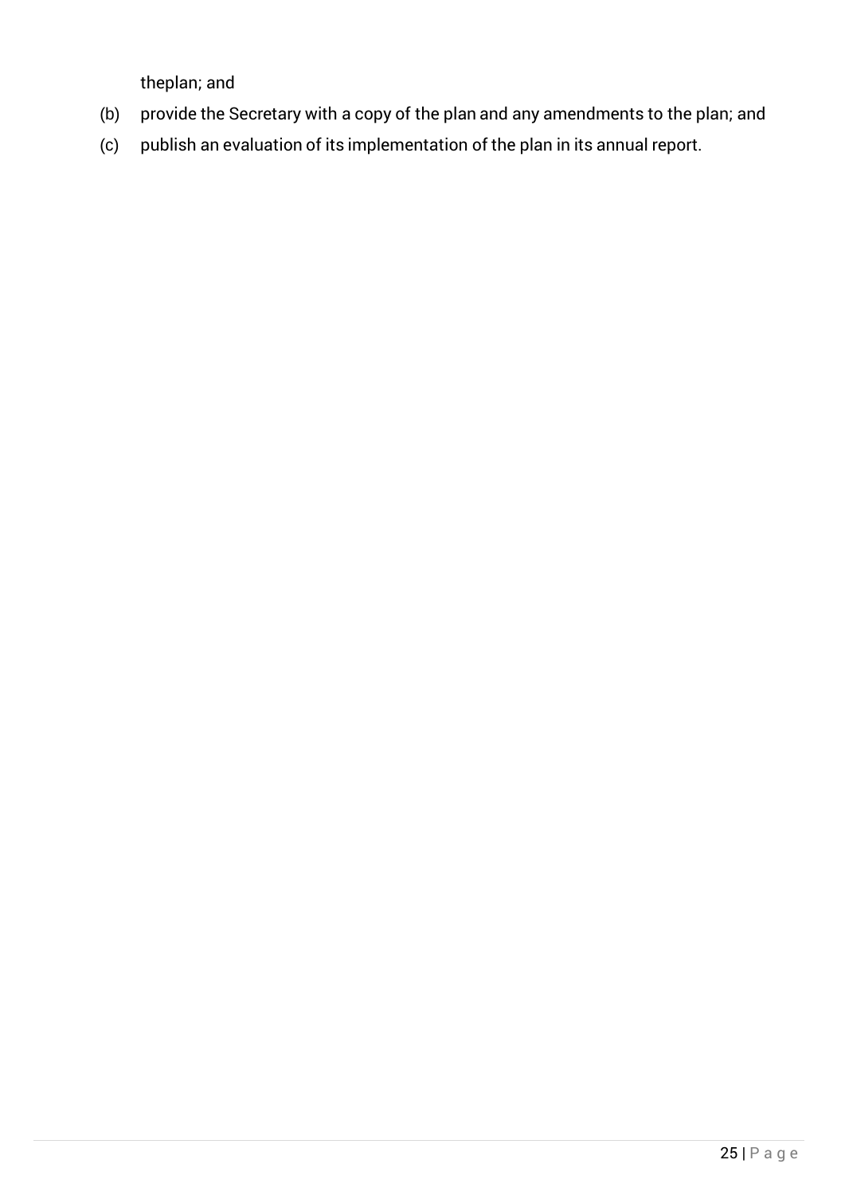theplan; and

(b) provide the Secretary with a copy of the plan and any amendments to the plan; and

(c) publish an evaluation of its implementation of the plan in its annual report.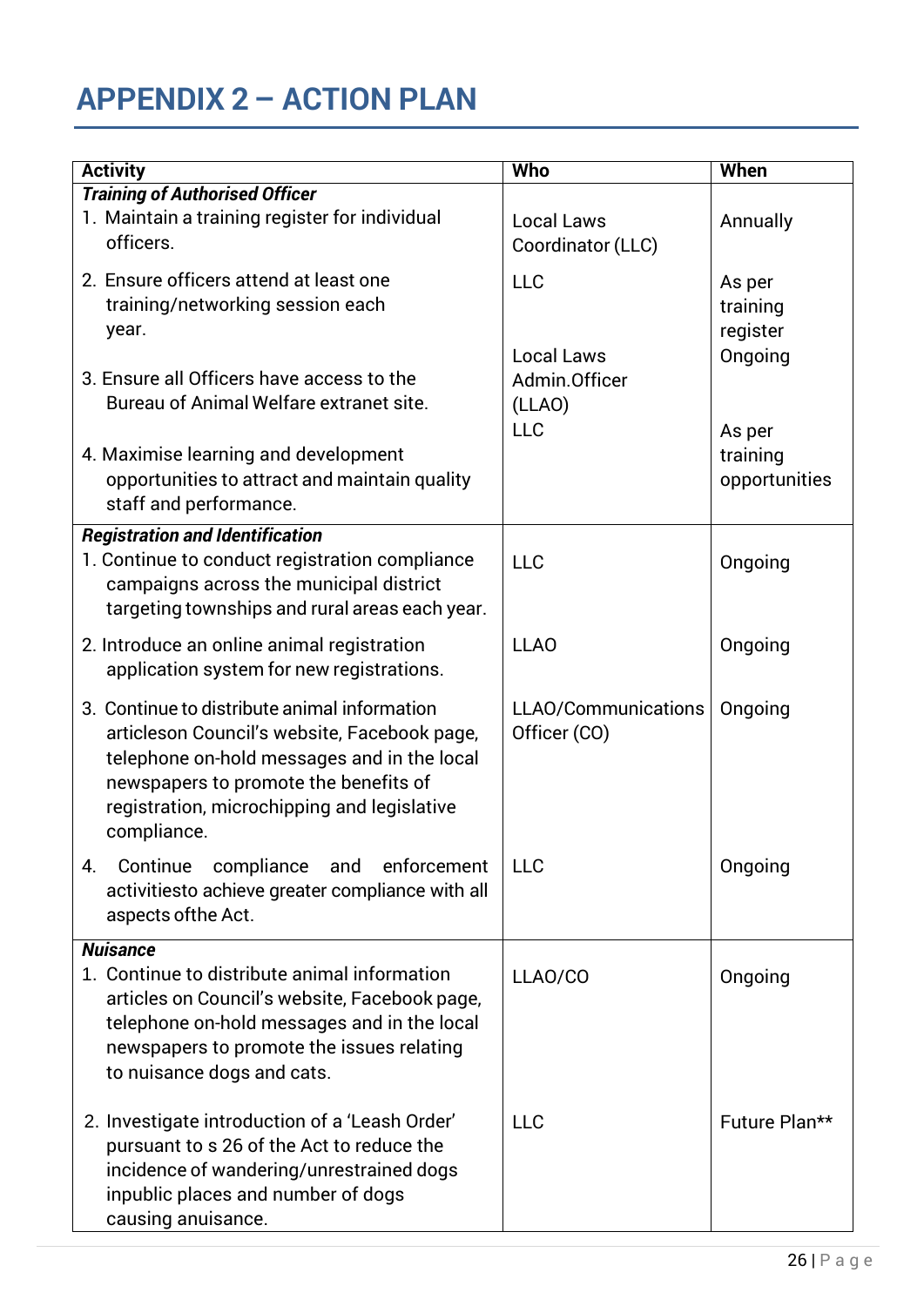# APPENDIX 2 – ACTION PLAN

| Activity | Who | When |
|---|---|---|
| ***Training of Authorised Officer*** | | |
| 1. Maintain a training register for individual officers. | Local Laws Coordinator (LLC) | Annually |
| 2. Ensure officers attend at least one training/networking session each year. | LLC | As per training register |
| 3. Ensure all Officers have access to the Bureau of Animal Welfare extranet site. | Local Laws Admin.Officer (LLAO) | Ongoing |
| 4. Maximise learning and development opportunities to attract and maintain quality staff and performance. | LLC | As per training opportunities |
| ***Registration and Identification*** | | |
| 1. Continue to conduct registration compliance campaigns across the municipal district targeting townships and rural areas each year. | LLC | Ongoing |
| 2. Introduce an online animal registration application system for new registrations. | LLAO | Ongoing |
| 3. Continue to distribute animal information articleson Council's website, Facebook page, telephone on-hold messages and in the local newspapers to promote the benefits of registration, microchipping and legislative compliance. | LLAO/Communications Officer (CO) | Ongoing |
| 4. Continue compliance and enforcement activitiesto achieve greater compliance with all aspects ofthe Act. | LLC | Ongoing |
| ***Nuisance*** | | |
| 1. Continue to distribute animal information articles on Council's website, Facebook page, telephone on-hold messages and in the local newspapers to promote the issues relating to nuisance dogs and cats. | LLAO/CO | Ongoing |
| 2. Investigate introduction of a 'Leash Order' pursuant to s 26 of the Act to reduce the incidence of wandering/unrestrained dogs inpublic places and number of dogs causing anuisance. | LLC | Future Plan** |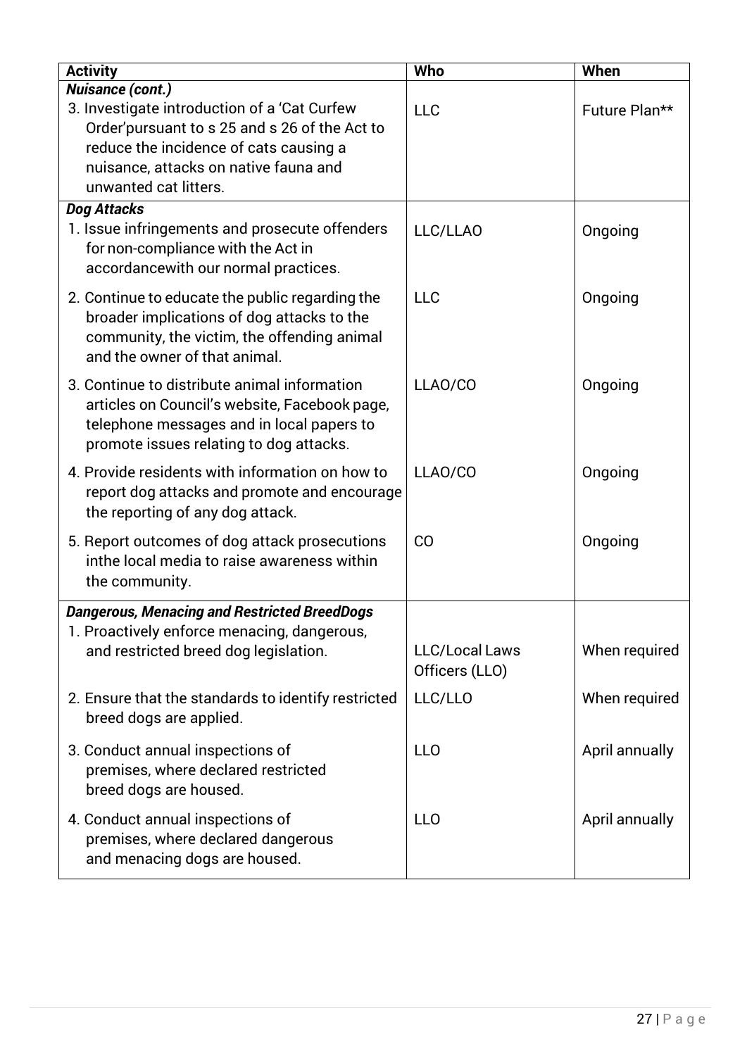| Activity | Who | When |
|---|---|---|
| ***Nuisance (cont.)*** | | |
| 3. Investigate introduction of a 'Cat Curfew Order'pursuant to s 25 and s 26 of the Act to reduce the incidence of cats causing a nuisance, attacks on native fauna and unwanted cat litters. | LLC | Future Plan** |
| ***Dog Attacks*** | | |
| 1. Issue infringements and prosecute offenders for non-compliance with the Act in accordancewith our normal practices. | LLC/LLAO | Ongoing |
| 2. Continue to educate the public regarding the broader implications of dog attacks to the community, the victim, the offending animal and the owner of that animal. | LLC | Ongoing |
| 3. Continue to distribute animal information articles on Council's website, Facebook page, telephone messages and in local papers to promote issues relating to dog attacks. | LLAO/CO | Ongoing |
| 4. Provide residents with information on how to report dog attacks and promote and encourage the reporting of any dog attack. | LLAO/CO | Ongoing |
| 5. Report outcomes of dog attack prosecutions inthe local media to raise awareness within the community. | CO | Ongoing |
| ***Dangerous, Menacing and Restricted BreedDogs*** | | |
| 1. Proactively enforce menacing, dangerous, and restricted breed dog legislation. | LLC/Local Laws Officers (LLO) | When required |
| 2. Ensure that the standards to identify restricted breed dogs are applied. | LLC/LLO | When required |
| 3. Conduct annual inspections of premises, where declared restricted breed dogs are housed. | LLO | April annually |
| 4. Conduct annual inspections of premises, where declared dangerous and menacing dogs are housed. | LLO | April annually |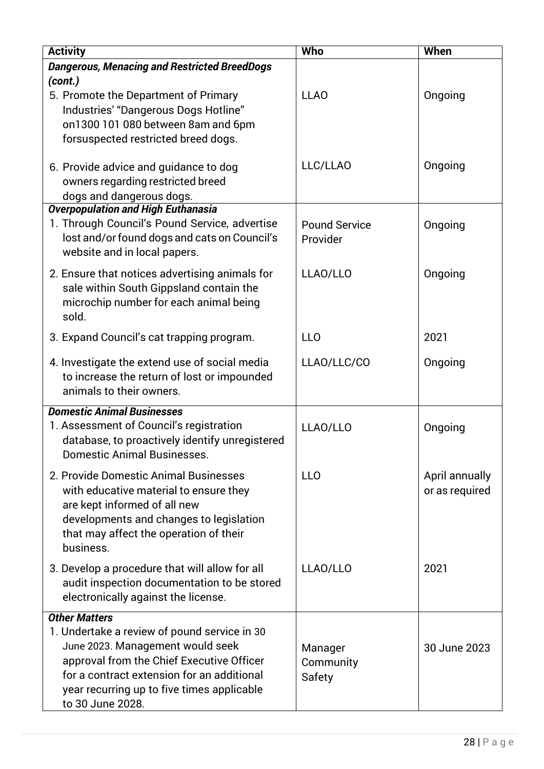| Activity | Who | When |
|---|---|---|
| ***Dangerous, Menacing and Restricted BreedDogs (cont.)*** | | |
| 5. Promote the Department of Primary Industries' "Dangerous Dogs Hotline" on1300 101 080 between 8am and 6pm forsuspected restricted breed dogs. | LLAO | Ongoing |
| 6. Provide advice and guidance to dog owners regarding restricted breed dogs and dangerous dogs. | LLC/LLAO | Ongoing |
| ***Overpopulation and High Euthanasia*** | | |
| 1. Through Council's Pound Service, advertise lost and/or found dogs and cats on Council's website and in local papers. | Pound Service Provider | Ongoing |
| 2. Ensure that notices advertising animals for sale within South Gippsland contain the microchip number for each animal being sold. | LLAO/LLO | Ongoing |
| 3. Expand Council's cat trapping program. | LLO | 2021 |
| 4. Investigate the extend use of social media to increase the return of lost or impounded animals to their owners. | LLAO/LLC/CO | Ongoing |
| ***Domestic Animal Businesses*** | | |
| 1. Assessment of Council's registration database, to proactively identify unregistered Domestic Animal Businesses. | LLAO/LLO | Ongoing |
| 2. Provide Domestic Animal Businesses with educative material to ensure they are kept informed of all new developments and changes to legislation that may affect the operation of their business. | LLO | April annually or as required |
| 3. Develop a procedure that will allow for all audit inspection documentation to be stored electronically against the license. | LLAO/LLO | 2021 |
| ***Other Matters*** | | |
| 1. Undertake a review of pound service in 30 June 2023. Management would seek approval from the Chief Executive Officer for a contract extension for an additional year recurring up to five times applicable to 30 June 2028. | Manager Community Safety | 30 June 2023 |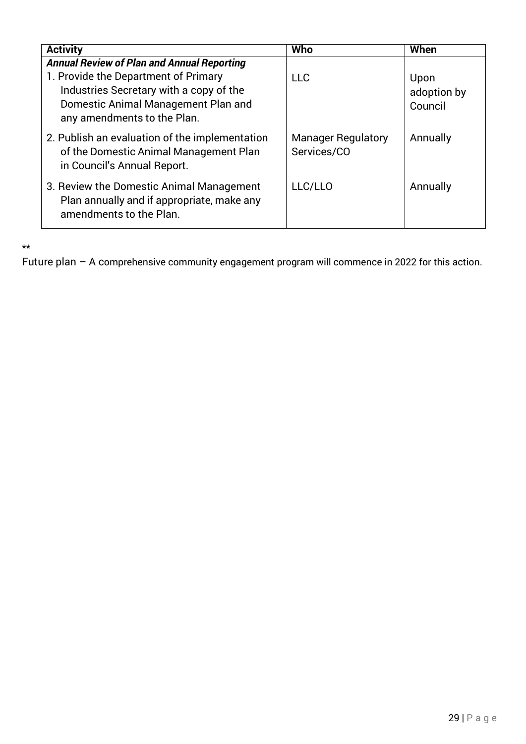| Activity | Who | When |
|---|---|---|
| ***Annual Review of Plan and Annual Reporting*** | | |
| 1. Provide the Department of Primary Industries Secretary with a copy of the Domestic Animal Management Plan and any amendments to the Plan. | LLC | Upon adoption by Council |
| 2. Publish an evaluation of the implementation of the Domestic Animal Management Plan in Council's Annual Report. | Manager Regulatory Services/CO | Annually |
| 3. Review the Domestic Animal Management Plan annually and if appropriate, make any amendments to the Plan. | LLC/LLO | Annually |

**

Future plan – A comprehensive community engagement program will commence in 2022 for this action.